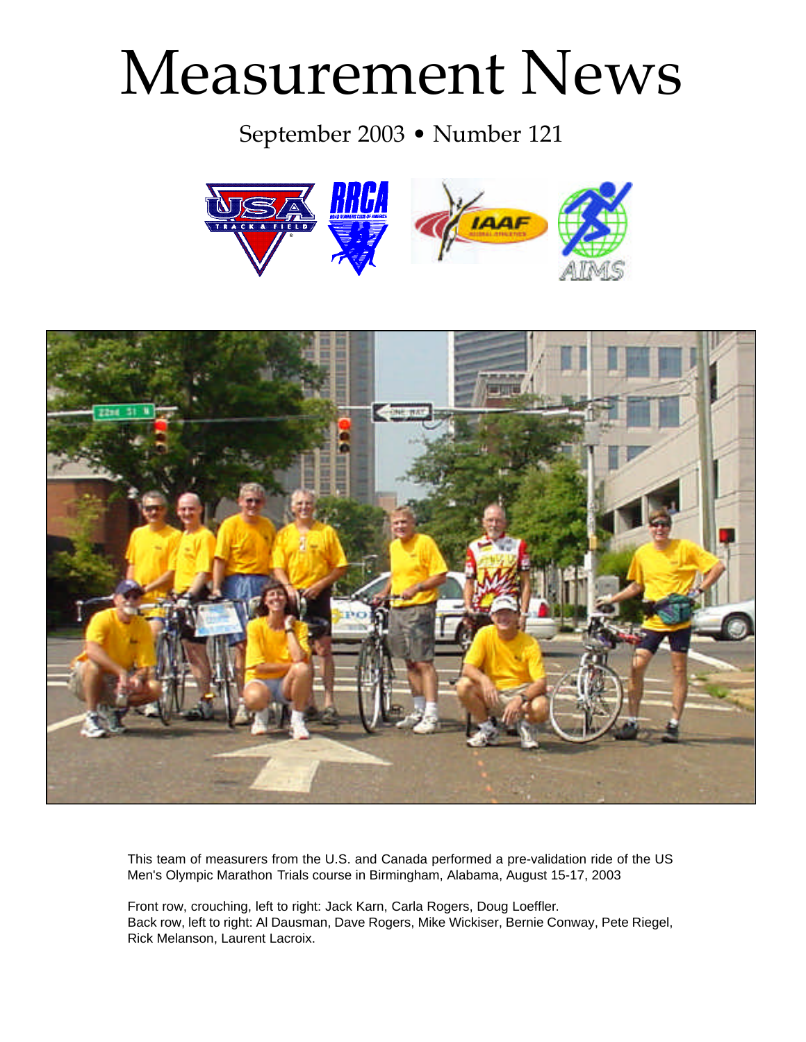# Measurement News

September 2003 • Number 121

This team of measurers from the U.S. and Canada performed a pre-validation ride of the US Men's Olympic Marathon Trials course in Birmingham, Alabama, August 15-17, 2003

Front row, crouching, left to right: Jack Karn, Carla Rogers, Doug Loeffler.
Back row, left to right: Al Dausman, Dave Rogers, Mike Wickiser, Bernie Conway, Pete Riegel, Rick Melanson, Laurent Lacroix.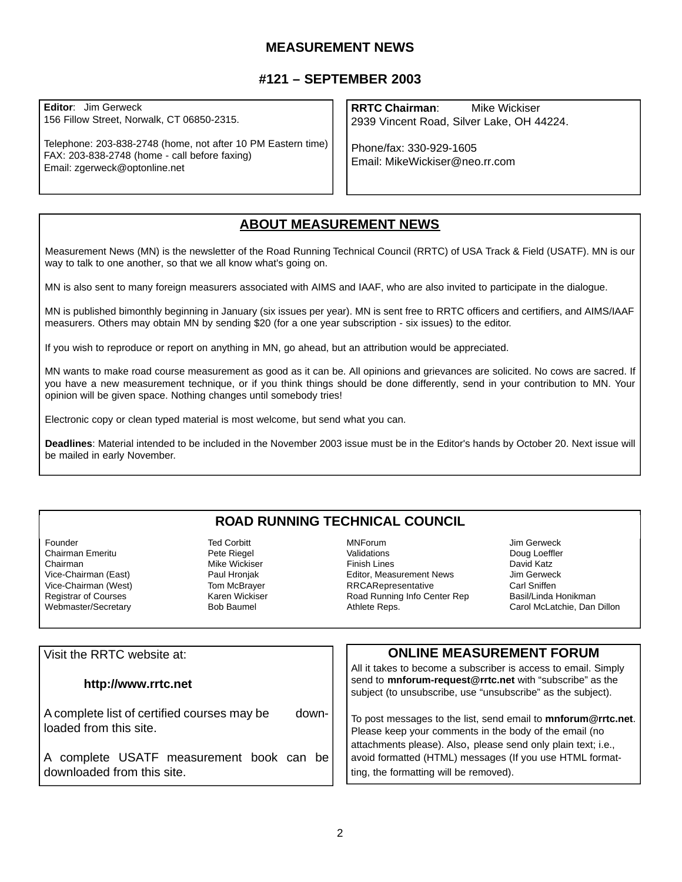# MEASUREMENT NEWS

## #121 – SEPTEMBER 2003

**Editor**: Jim Gerweck
156 Fillow Street, Norwalk, CT 06850-2315.

Telephone: 203-838-2748 (home, not after 10 PM Eastern time)
FAX: 203-838-2748 (home - call before faxing)
Email: zgerweck@optonline.net

**RRTC Chairman**: Mike Wickiser
2939 Vincent Road, Silver Lake, OH 44224.

Phone/fax: 330-929-1605
Email: MikeWickiser@neo.rr.com

## ABOUT MEASUREMENT NEWS

Measurement News (MN) is the newsletter of the Road Running Technical Council (RRTC) of USA Track & Field (USATF). MN is our way to talk to one another, so that we all know what's going on.

MN is also sent to many foreign measurers associated with AIMS and IAAF, who are also invited to participate in the dialogue.

MN is published bimonthly beginning in January (six issues per year). MN is sent free to RRTC officers and certifiers, and AIMS/IAAF measurers. Others may obtain MN by sending $20 (for a one year subscription - six issues) to the editor.

If you wish to reproduce or report on anything in MN, go ahead, but an attribution would be appreciated.

MN wants to make road course measurement as good as it can be. All opinions and grievances are solicited. No cows are sacred. If you have a new measurement technique, or if you think things should be done differently, send in your contribution to MN. Your opinion will be given space. Nothing changes until somebody tries!

Electronic copy or clean typed material is most welcome, but send what you can.

**Deadlines**: Material intended to be included in the November 2003 issue must be in the Editor's hands by October 20. Next issue will be mailed in early November.

## ROAD RUNNING TECHNICAL COUNCIL

| | | | |
|---|---|---|---|
| Founder | Ted Corbitt | MNForum | Jim Gerweck |
| Chairman Emeritu | Pete Riegel | Validations | Doug Loeffler |
| Chairman | Mike Wickiser | Finish Lines | David Katz |
| Vice-Chairman (East) | Paul Hronjak | Editor, Measurement News | Jim Gerweck |
| Vice-Chairman (West) | Tom McBrayer | RRCARepresentative | Carl Sniffen |
| Registrar of Courses | Karen Wickiser | Road Running Info Center Rep | Basil/Linda Honikman |
| Webmaster/Secretary | Bob Baumel | Athlete Reps. | Carol McLatchie, Dan Dillon |

Visit the RRTC website at:

**http://www.rrtc.net**

A complete list of certified courses may be downloaded from this site.

A complete USATF measurement book can be downloaded from this site.

## ONLINE MEASUREMENT FORUM

All it takes to become a subscriber is access to email. Simply send to **mnforum-request@rrtc.net** with "subscribe" as the subject (to unsubscribe, use "unsubscribe" as the subject).

To post messages to the list, send email to **mnforum@rrtc.net**. Please keep your comments in the body of the email (no attachments please). Also, please send only plain text; i.e., avoid formatted (HTML) messages (If you use HTML formatting, the formatting will be removed).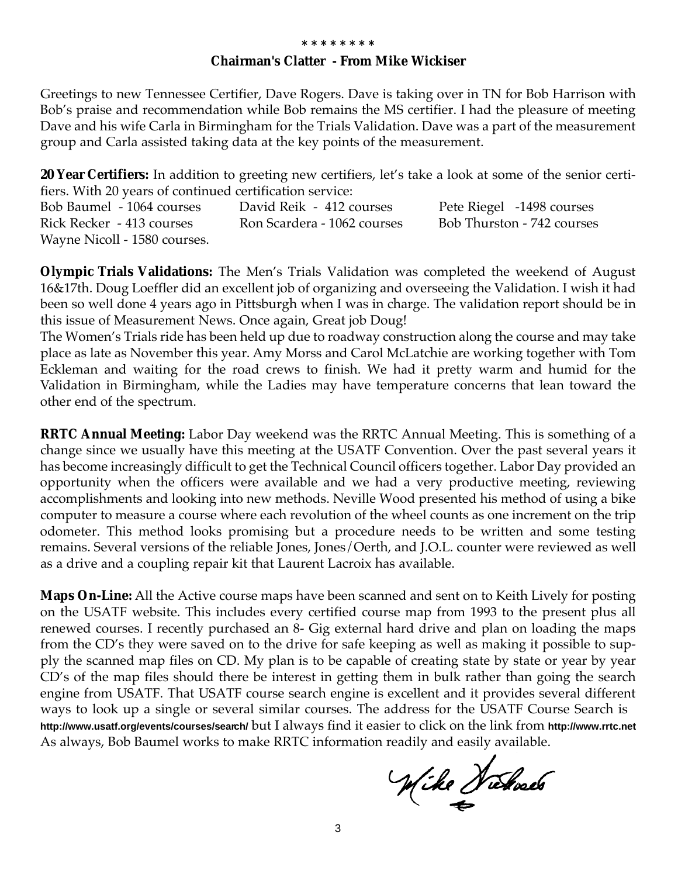\* \* \* \* \* \* \* \*

## Chairman's Clatter - From Mike Wickiser

Greetings to new Tennessee Certifier, Dave Rogers. Dave is taking over in TN for Bob Harrison with Bob's praise and recommendation while Bob remains the MS certifier. I had the pleasure of meeting Dave and his wife Carla in Birmingham for the Trials Validation. Dave was a part of the measurement group and Carla assisted taking data at the key points of the measurement.

**20 Year Certifiers:** In addition to greeting new certifiers, let's take a look at some of the senior certifiers. With 20 years of continued certification service:

| | | |
|---|---|---|
| Bob Baumel - 1064 courses | David Reik - 412 courses | Pete Riegel -1498 courses |
| Rick Recker - 413 courses | Ron Scardera - 1062 courses | Bob Thurston - 742 courses |
| Wayne Nicoll - 1580 courses. | | |

**Olympic Trials Validations:** The Men's Trials Validation was completed the weekend of August 16&17th. Doug Loeffler did an excellent job of organizing and overseeing the Validation. I wish it had been so well done 4 years ago in Pittsburgh when I was in charge. The validation report should be in this issue of Measurement News. Once again, Great job Doug!

The Women's Trials ride has been held up due to roadway construction along the course and may take place as late as November this year. Amy Morss and Carol McLatchie are working together with Tom Eckleman and waiting for the road crews to finish. We had it pretty warm and humid for the Validation in Birmingham, while the Ladies may have temperature concerns that lean toward the other end of the spectrum.

**RRTC Annual Meeting:** Labor Day weekend was the RRTC Annual Meeting. This is something of a change since we usually have this meeting at the USATF Convention. Over the past several years it has become increasingly difficult to get the Technical Council officers together. Labor Day provided an opportunity when the officers were available and we had a very productive meeting, reviewing accomplishments and looking into new methods. Neville Wood presented his method of using a bike computer to measure a course where each revolution of the wheel counts as one increment on the trip odometer. This method looks promising but a procedure needs to be written and some testing remains. Several versions of the reliable Jones, Jones/Oerth, and J.O.L. counter were reviewed as well as a drive and a coupling repair kit that Laurent Lacroix has available.

**Maps On-Line:** All the Active course maps have been scanned and sent on to Keith Lively for posting on the USATF website. This includes every certified course map from 1993 to the present plus all renewed courses. I recently purchased an 8- Gig external hard drive and plan on loading the maps from the CD's they were saved on to the drive for safe keeping as well as making it possible to supply the scanned map files on CD. My plan is to be capable of creating state by state or year by year CD's of the map files should there be interest in getting them in bulk rather than going the search engine from USATF. That USATF course search engine is excellent and it provides several different ways to look up a single or several similar courses. The address for the USATF Course Search is **http://www.usatf.org/events/courses/search/** but I always find it easier to click on the link from **http://www.rrtc.net** As always, Bob Baumel works to make RRTC information readily and easily available.

Mike Wickiser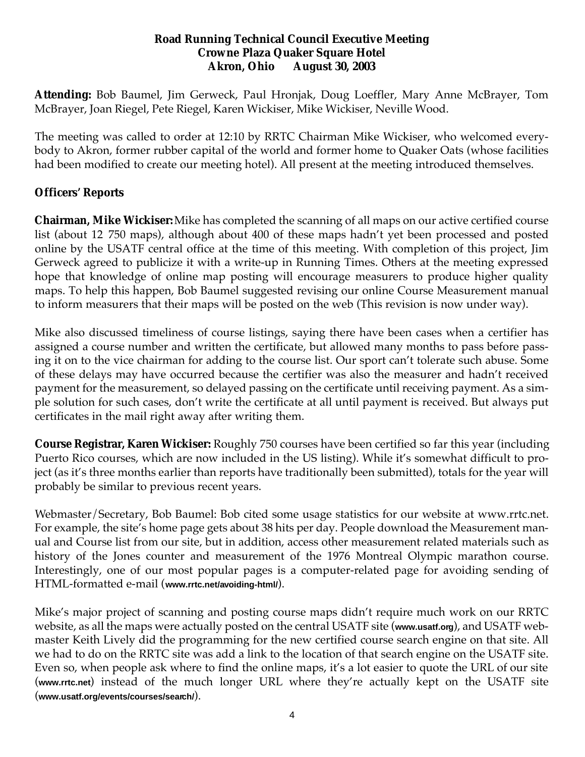**Road Running Technical Council Executive Meeting**
**Crowne Plaza Quaker Square Hotel**
**Akron, Ohio August 30, 2003**

**Attending:** Bob Baumel, Jim Gerweck, Paul Hronjak, Doug Loeffler, Mary Anne McBrayer, Tom McBrayer, Joan Riegel, Pete Riegel, Karen Wickiser, Mike Wickiser, Neville Wood.

The meeting was called to order at 12:10 by RRTC Chairman Mike Wickiser, who welcomed everybody to Akron, former rubber capital of the world and former home to Quaker Oats (whose facilities had been modified to create our meeting hotel). All present at the meeting introduced themselves.

## Officers' Reports

**Chairman, Mike Wickiser:** Mike has completed the scanning of all maps on our active certified course list (about 12 750 maps), although about 400 of these maps hadn't yet been processed and posted online by the USATF central office at the time of this meeting. With completion of this project, Jim Gerweck agreed to publicize it with a write-up in Running Times. Others at the meeting expressed hope that knowledge of online map posting will encourage measurers to produce higher quality maps. To help this happen, Bob Baumel suggested revising our online Course Measurement manual to inform measurers that their maps will be posted on the web (This revision is now under way).

Mike also discussed timeliness of course listings, saying there have been cases when a certifier has assigned a course number and written the certificate, but allowed many months to pass before passing it on to the vice chairman for adding to the course list. Our sport can't tolerate such abuse. Some of these delays may have occurred because the certifier was also the measurer and hadn't received payment for the measurement, so delayed passing on the certificate until receiving payment. As a simple solution for such cases, don't write the certificate at all until payment is received. But always put certificates in the mail right away after writing them.

**Course Registrar, Karen Wickiser:** Roughly 750 courses have been certified so far this year (including Puerto Rico courses, which are now included in the US listing). While it's somewhat difficult to project (as it's three months earlier than reports have traditionally been submitted), totals for the year will probably be similar to previous recent years.

Webmaster/Secretary, Bob Baumel: Bob cited some usage statistics for our website at www.rrtc.net. For example, the site's home page gets about 38 hits per day. People download the Measurement manual and Course list from our site, but in addition, access other measurement related materials such as history of the Jones counter and measurement of the 1976 Montreal Olympic marathon course. Interestingly, one of our most popular pages is a computer-related page for avoiding sending of HTML-formatted e-mail (**www.rrtc.net/avoiding-html/**).

Mike's major project of scanning and posting course maps didn't require much work on our RRTC website, as all the maps were actually posted on the central USATF site (**www.usatf.org**), and USATF webmaster Keith Lively did the programming for the new certified course search engine on that site. All we had to do on the RRTC site was add a link to the location of that search engine on the USATF site. Even so, when people ask where to find the online maps, it's a lot easier to quote the URL of our site (**www.rrtc.net**) instead of the much longer URL where they're actually kept on the USATF site (**www.usatf.org/events/courses/search/**).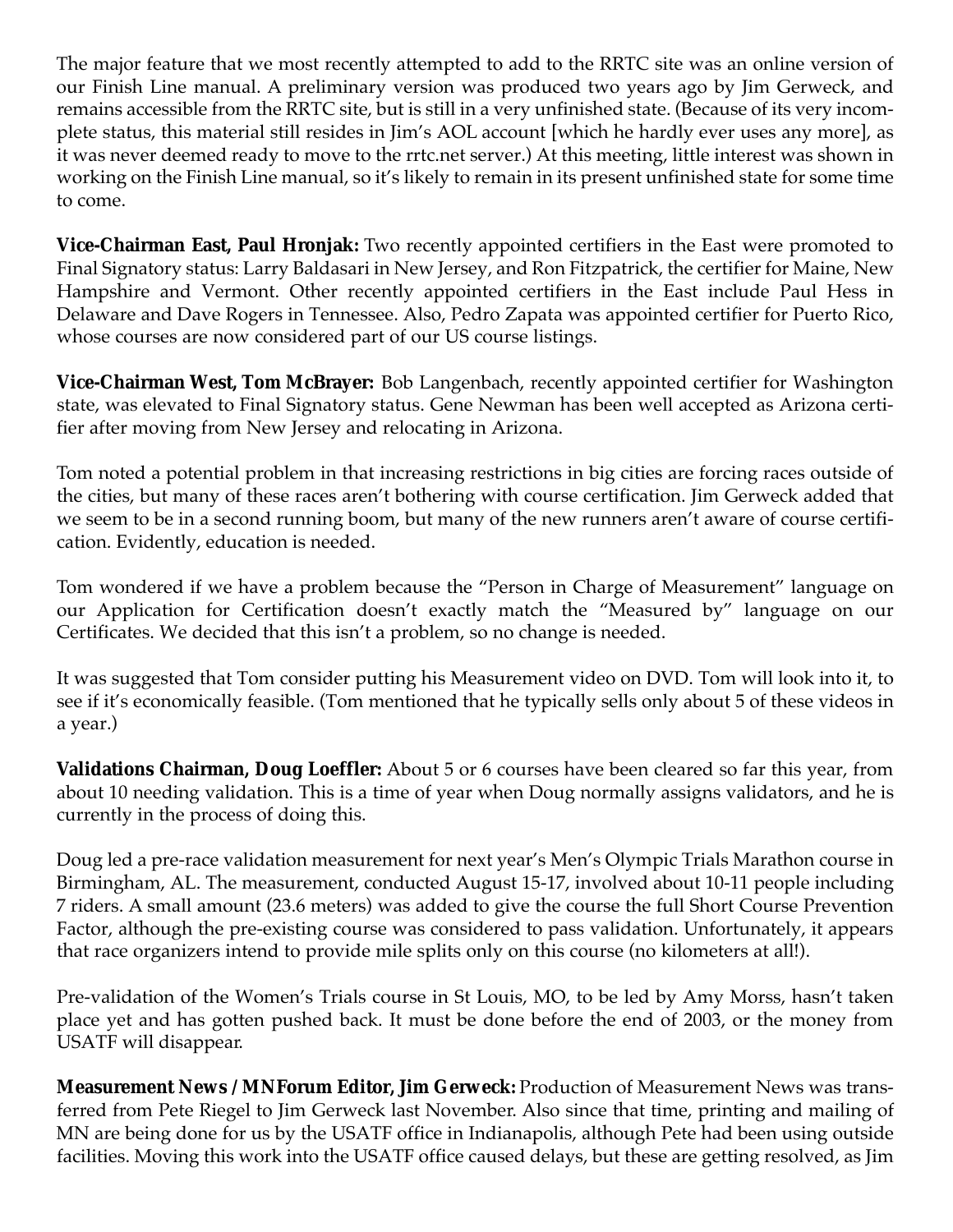The major feature that we most recently attempted to add to the RRTC site was an online version of our Finish Line manual. A preliminary version was produced two years ago by Jim Gerweck, and remains accessible from the RRTC site, but is still in a very unfinished state. (Because of its very incomplete status, this material still resides in Jim's AOL account [which he hardly ever uses any more], as it was never deemed ready to move to the rrtc.net server.) At this meeting, little interest was shown in working on the Finish Line manual, so it's likely to remain in its present unfinished state for some time to come.

**Vice-Chairman East, Paul Hronjak:** Two recently appointed certifiers in the East were promoted to Final Signatory status: Larry Baldasari in New Jersey, and Ron Fitzpatrick, the certifier for Maine, New Hampshire and Vermont. Other recently appointed certifiers in the East include Paul Hess in Delaware and Dave Rogers in Tennessee. Also, Pedro Zapata was appointed certifier for Puerto Rico, whose courses are now considered part of our US course listings.

**Vice-Chairman West, Tom McBrayer:** Bob Langenbach, recently appointed certifier for Washington state, was elevated to Final Signatory status. Gene Newman has been well accepted as Arizona certifier after moving from New Jersey and relocating in Arizona.

Tom noted a potential problem in that increasing restrictions in big cities are forcing races outside of the cities, but many of these races aren't bothering with course certification. Jim Gerweck added that we seem to be in a second running boom, but many of the new runners aren't aware of course certification. Evidently, education is needed.

Tom wondered if we have a problem because the "Person in Charge of Measurement" language on our Application for Certification doesn't exactly match the "Measured by" language on our Certificates. We decided that this isn't a problem, so no change is needed.

It was suggested that Tom consider putting his Measurement video on DVD. Tom will look into it, to see if it's economically feasible. (Tom mentioned that he typically sells only about 5 of these videos in a year.)

**Validations Chairman, Doug Loeffler:** About 5 or 6 courses have been cleared so far this year, from about 10 needing validation. This is a time of year when Doug normally assigns validators, and he is currently in the process of doing this.

Doug led a pre-race validation measurement for next year's Men's Olympic Trials Marathon course in Birmingham, AL. The measurement, conducted August 15-17, involved about 10-11 people including 7 riders. A small amount (23.6 meters) was added to give the course the full Short Course Prevention Factor, although the pre-existing course was considered to pass validation. Unfortunately, it appears that race organizers intend to provide mile splits only on this course (no kilometers at all!).

Pre-validation of the Women's Trials course in St Louis, MO, to be led by Amy Morss, hasn't taken place yet and has gotten pushed back. It must be done before the end of 2003, or the money from USATF will disappear.

**Measurement News / MNForum Editor, Jim Gerweck:** Production of Measurement News was transferred from Pete Riegel to Jim Gerweck last November. Also since that time, printing and mailing of MN are being done for us by the USATF office in Indianapolis, although Pete had been using outside facilities. Moving this work into the USATF office caused delays, but these are getting resolved, as Jim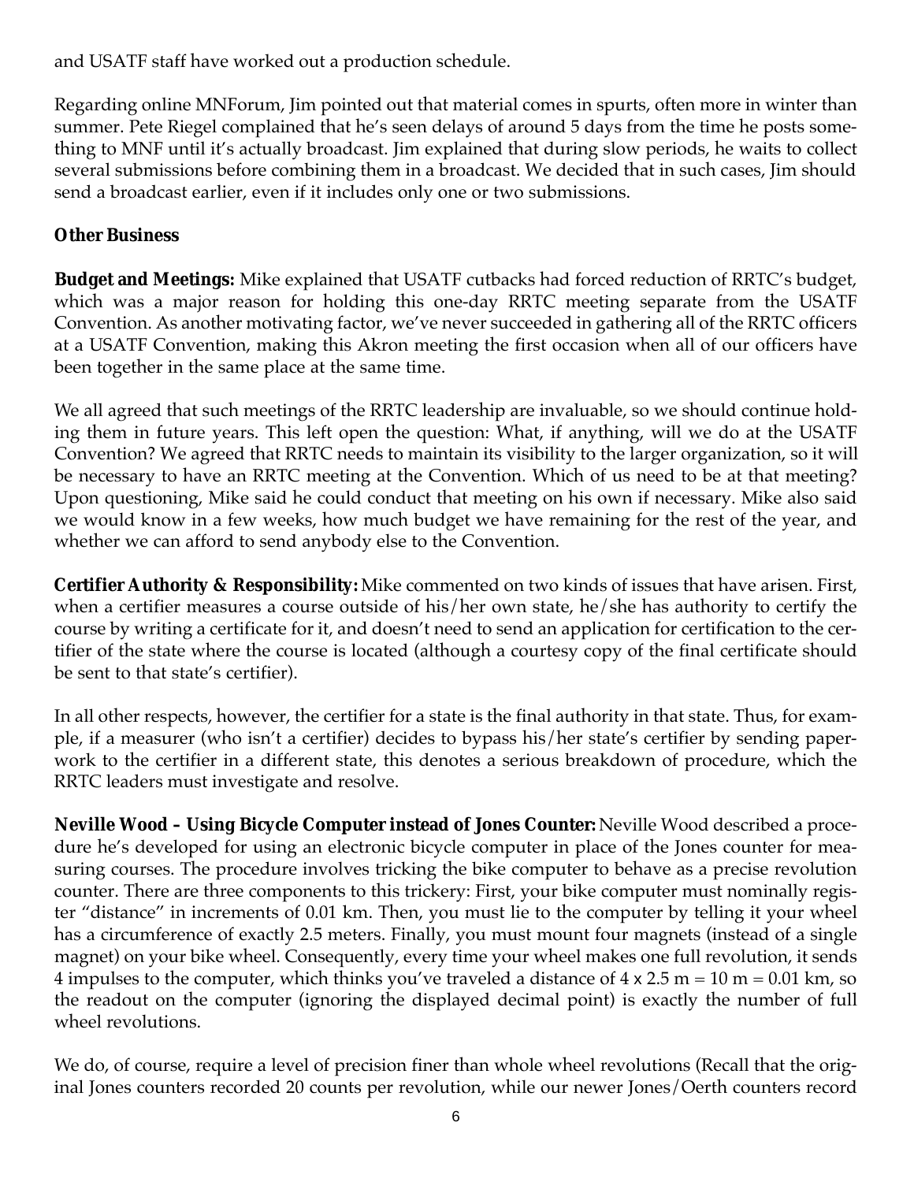and USATF staff have worked out a production schedule.

Regarding online MNForum, Jim pointed out that material comes in spurts, often more in winter than summer. Pete Riegel complained that he's seen delays of around 5 days from the time he posts something to MNF until it's actually broadcast. Jim explained that during slow periods, he waits to collect several submissions before combining them in a broadcast. We decided that in such cases, Jim should send a broadcast earlier, even if it includes only one or two submissions.

### Other Business

**Budget and Meetings:** Mike explained that USATF cutbacks had forced reduction of RRTC's budget, which was a major reason for holding this one-day RRTC meeting separate from the USATF Convention. As another motivating factor, we've never succeeded in gathering all of the RRTC officers at a USATF Convention, making this Akron meeting the first occasion when all of our officers have been together in the same place at the same time.

We all agreed that such meetings of the RRTC leadership are invaluable, so we should continue holding them in future years. This left open the question: What, if anything, will we do at the USATF Convention? We agreed that RRTC needs to maintain its visibility to the larger organization, so it will be necessary to have an RRTC meeting at the Convention. Which of us need to be at that meeting? Upon questioning, Mike said he could conduct that meeting on his own if necessary. Mike also said we would know in a few weeks, how much budget we have remaining for the rest of the year, and whether we can afford to send anybody else to the Convention.

**Certifier Authority & Responsibility:** Mike commented on two kinds of issues that have arisen. First, when a certifier measures a course outside of his/her own state, he/she has authority to certify the course by writing a certificate for it, and doesn't need to send an application for certification to the certifier of the state where the course is located (although a courtesy copy of the final certificate should be sent to that state's certifier).

In all other respects, however, the certifier for a state is the final authority in that state. Thus, for example, if a measurer (who isn't a certifier) decides to bypass his/her state's certifier by sending paperwork to the certifier in a different state, this denotes a serious breakdown of procedure, which the RRTC leaders must investigate and resolve.

**Neville Wood – Using Bicycle Computer instead of Jones Counter:** Neville Wood described a procedure he's developed for using an electronic bicycle computer in place of the Jones counter for measuring courses. The procedure involves tricking the bike computer to behave as a precise revolution counter. There are three components to this trickery: First, your bike computer must nominally register "distance" in increments of 0.01 km. Then, you must lie to the computer by telling it your wheel has a circumference of exactly 2.5 meters. Finally, you must mount four magnets (instead of a single magnet) on your bike wheel. Consequently, every time your wheel makes one full revolution, it sends 4 impulses to the computer, which thinks you've traveled a distance of $4 \times 2.5 \text{ m} = 10 \text{ m} = 0.01 \text{ km}$, so the readout on the computer (ignoring the displayed decimal point) is exactly the number of full wheel revolutions.

We do, of course, require a level of precision finer than whole wheel revolutions (Recall that the original Jones counters recorded 20 counts per revolution, while our newer Jones/Oerth counters record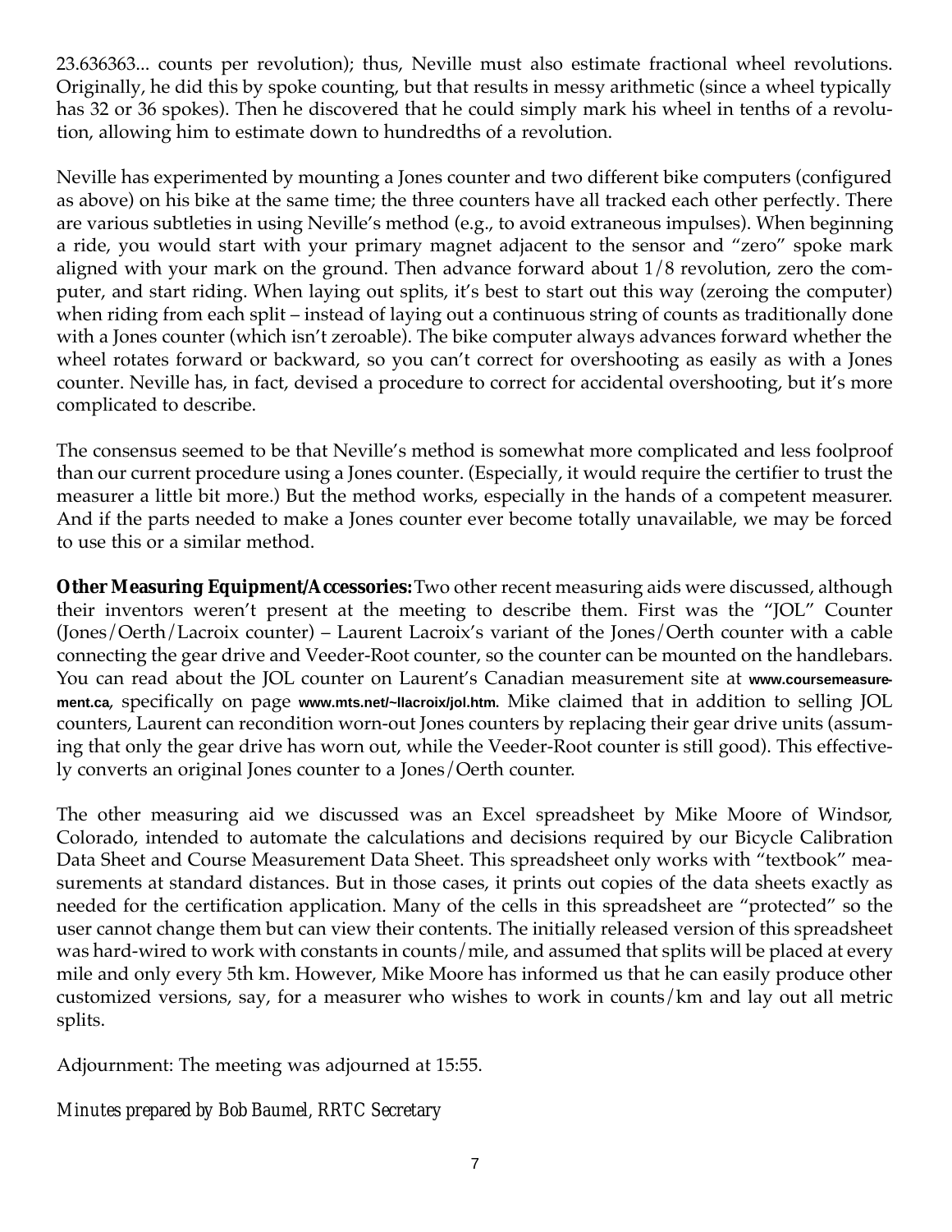23.636363... counts per revolution); thus, Neville must also estimate fractional wheel revolutions. Originally, he did this by spoke counting, but that results in messy arithmetic (since a wheel typically has 32 or 36 spokes). Then he discovered that he could simply mark his wheel in tenths of a revolution, allowing him to estimate down to hundredths of a revolution.

Neville has experimented by mounting a Jones counter and two different bike computers (configured as above) on his bike at the same time; the three counters have all tracked each other perfectly. There are various subtleties in using Neville's method (e.g., to avoid extraneous impulses). When beginning a ride, you would start with your primary magnet adjacent to the sensor and "zero" spoke mark aligned with your mark on the ground. Then advance forward about 1/8 revolution, zero the computer, and start riding. When laying out splits, it's best to start out this way (zeroing the computer) when riding from each split – instead of laying out a continuous string of counts as traditionally done with a Jones counter (which isn't zeroable). The bike computer always advances forward whether the wheel rotates forward or backward, so you can't correct for overshooting as easily as with a Jones counter. Neville has, in fact, devised a procedure to correct for accidental overshooting, but it's more complicated to describe.

The consensus seemed to be that Neville's method is somewhat more complicated and less foolproof than our current procedure using a Jones counter. (Especially, it would require the certifier to trust the measurer a little bit more.) But the method works, especially in the hands of a competent measurer. And if the parts needed to make a Jones counter ever become totally unavailable, we may be forced to use this or a similar method.

**Other Measuring Equipment/Accessories:** Two other recent measuring aids were discussed, although their inventors weren't present at the meeting to describe them. First was the "JOL" Counter (Jones/Oerth/Lacroix counter) – Laurent Lacroix's variant of the Jones/Oerth counter with a cable connecting the gear drive and Veeder-Root counter, so the counter can be mounted on the handlebars. You can read about the JOL counter on Laurent's Canadian measurement site at **www.coursemeasurement.ca**, specifically on page **www.mts.net/~llacroix/jol.htm.** Mike claimed that in addition to selling JOL counters, Laurent can recondition worn-out Jones counters by replacing their gear drive units (assuming that only the gear drive has worn out, while the Veeder-Root counter is still good). This effectively converts an original Jones counter to a Jones/Oerth counter.

The other measuring aid we discussed was an Excel spreadsheet by Mike Moore of Windsor, Colorado, intended to automate the calculations and decisions required by our Bicycle Calibration Data Sheet and Course Measurement Data Sheet. This spreadsheet only works with "textbook" measurements at standard distances. But in those cases, it prints out copies of the data sheets exactly as needed for the certification application. Many of the cells in this spreadsheet are "protected" so the user cannot change them but can view their contents. The initially released version of this spreadsheet was hard-wired to work with constants in counts/mile, and assumed that splits will be placed at every mile and only every 5th km. However, Mike Moore has informed us that he can easily produce other customized versions, say, for a measurer who wishes to work in counts/km and lay out all metric splits.

Adjournment: The meeting was adjourned at 15:55.

*Minutes prepared by Bob Baumel, RRTC Secretary*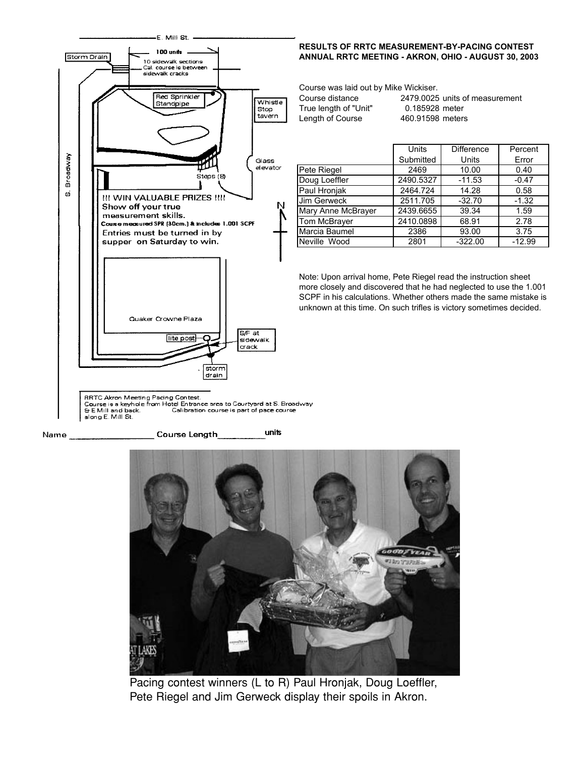**RESULTS OF RRTC MEASUREMENT-BY-PACING CONTEST**
**ANNUAL RRTC MEETING - AKRON, OHIO - AUGUST 30, 2003**

Course was laid out by Mike Wickiser.

| | |
|---|---|
| Course distance | 2479.0025 units of measurement |
| True length of "Unit" | 0.185928 meter |
| Length of Course | 460.91598 meters |

| | Units Submitted | Difference Units | Percent Error |
|---|---|---|---|
| Pete Riegel | 2469 | 10.00 | 0.40 |
| Doug Loeffler | 2490.5327 | -11.53 | -0.47 |
| Paul Hronjak | 2464.724 | 14.28 | 0.58 |
| Jim Gerweck | 2511.705 | -32.70 | -1.32 |
| Mary Anne McBrayer | 2439.6655 | 39.34 | 1.59 |
| Tom McBrayer | 2410.0898 | 68.91 | 2.78 |
| Marcia Baumel | 2386 | 93.00 | 3.75 |
| Neville Wood | 2801 | -322.00 | -12.99 |

Note: Upon arrival home, Pete Riegel read the instruction sheet more closely and discovered that he had neglected to use the 1.001 SCPF in his calculations. Whether others made the same mistake is unknown at this time. On such trifles is victory sometimes decided.

E. Mill St.

100 units

Storm Drain

10 sidewalk sections
Cal. course is between sidewalk cracks

Red Sprinkler Standpipe

Whistle Stop tavern

S. Broadway

Glass elevator

Steps (8)

N

!!! WIN VALUABLE PRIZES !!!!
Show off your true measurement skills.
Course measured SPR (30cm.) & includes 1.001 SCPF
Entries must be turned in by supper on Saturday to win.

Quaker Crowne Plaza

lite post

S/F at sidewalk crack

storm drain

RRTC Akron Meeting Pacing Contest.
Course is a keyhole from Hotel Entrance area to Courtyard at S. Broadway & E Mill and back. Calibration course is part of pace course along E. Mill St.

Name \_\_\_\_\_\_\_\_\_\_\_\_\_\_\_\_\_\_ Course Length\_\_\_\_\_\_\_\_\_\_units

Pacing contest winners (L to R) Paul Hronjak, Doug Loeffler, Pete Riegel and Jim Gerweck display their spoils in Akron.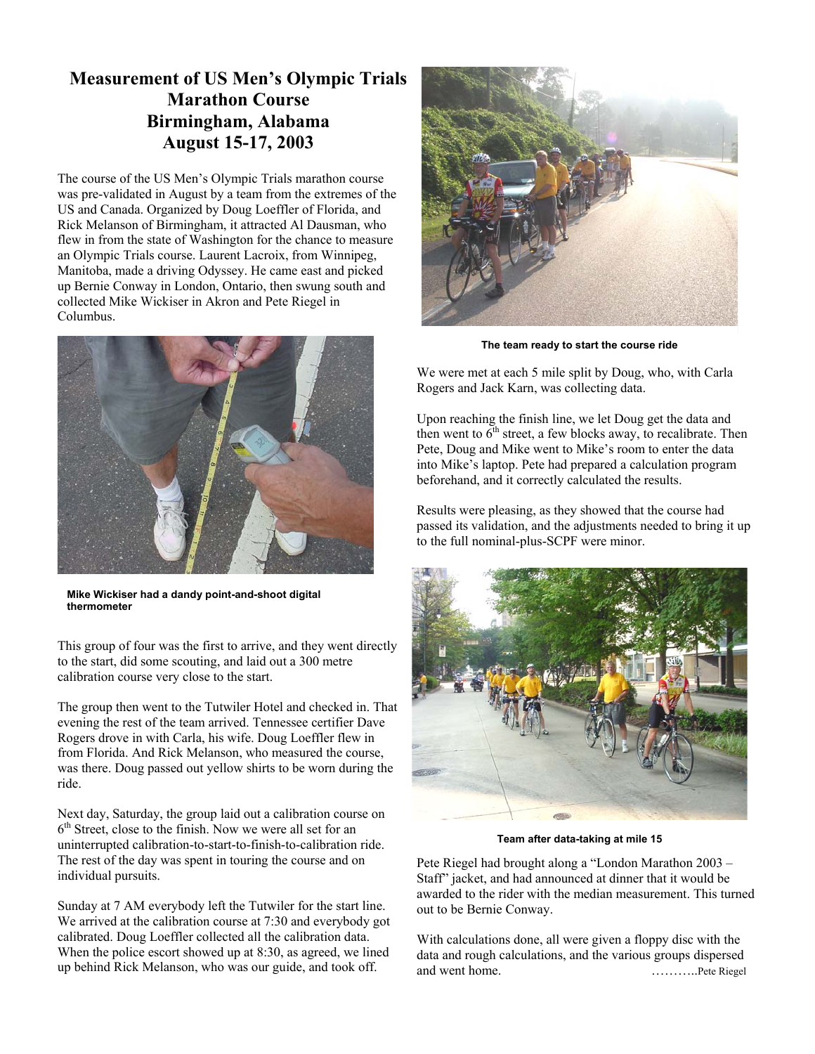# Measurement of US Men's Olympic Trials Marathon Course
## Birmingham, Alabama
## August 15-17, 2003

The course of the US Men's Olympic Trials marathon course was pre-validated in August by a team from the extremes of the US and Canada. Organized by Doug Loeffler of Florida, and Rick Melanson of Birmingham, it attracted Al Dausman, who flew in from the state of Washington for the chance to measure an Olympic Trials course. Laurent Lacroix, from Winnipeg, Manitoba, made a driving Odyssey. He came east and picked up Bernie Conway in London, Ontario, then swung south and collected Mike Wickiser in Akron and Pete Riegel in Columbus.

**Mike Wickiser had a dandy point-and-shoot digital thermometer**

This group of four was the first to arrive, and they went directly to the start, did some scouting, and laid out a 300 metre calibration course very close to the start.

The group then went to the Tutwiler Hotel and checked in. That evening the rest of the team arrived. Tennessee certifier Dave Rogers drove in with Carla, his wife. Doug Loeffler flew in from Florida. And Rick Melanson, who measured the course, was there. Doug passed out yellow shirts to be worn during the ride.

Next day, Saturday, the group laid out a calibration course on 6th Street, close to the finish. Now we were all set for an uninterrupted calibration-to-start-to-finish-to-calibration ride. The rest of the day was spent in touring the course and on individual pursuits.

Sunday at 7 AM everybody left the Tutwiler for the start line. We arrived at the calibration course at 7:30 and everybody got calibrated. Doug Loeffler collected all the calibration data. When the police escort showed up at 8:30, as agreed, we lined up behind Rick Melanson, who was our guide, and took off.

**The team ready to start the course ride**

We were met at each 5 mile split by Doug, who, with Carla Rogers and Jack Karn, was collecting data.

Upon reaching the finish line, we let Doug get the data and then went to 6th street, a few blocks away, to recalibrate. Then Pete, Doug and Mike went to Mike's room to enter the data into Mike's laptop. Pete had prepared a calculation program beforehand, and it correctly calculated the results.

Results were pleasing, as they showed that the course had passed its validation, and the adjustments needed to bring it up to the full nominal-plus-SCPF were minor.

**Team after data-taking at mile 15**

Pete Riegel had brought along a "London Marathon 2003 – Staff" jacket, and had announced at dinner that it would be awarded to the rider with the median measurement. This turned out to be Bernie Conway.

With calculations done, all were given a floppy disc with the data and rough calculations, and the various groups dispersed and went home.

………..Pete Riegel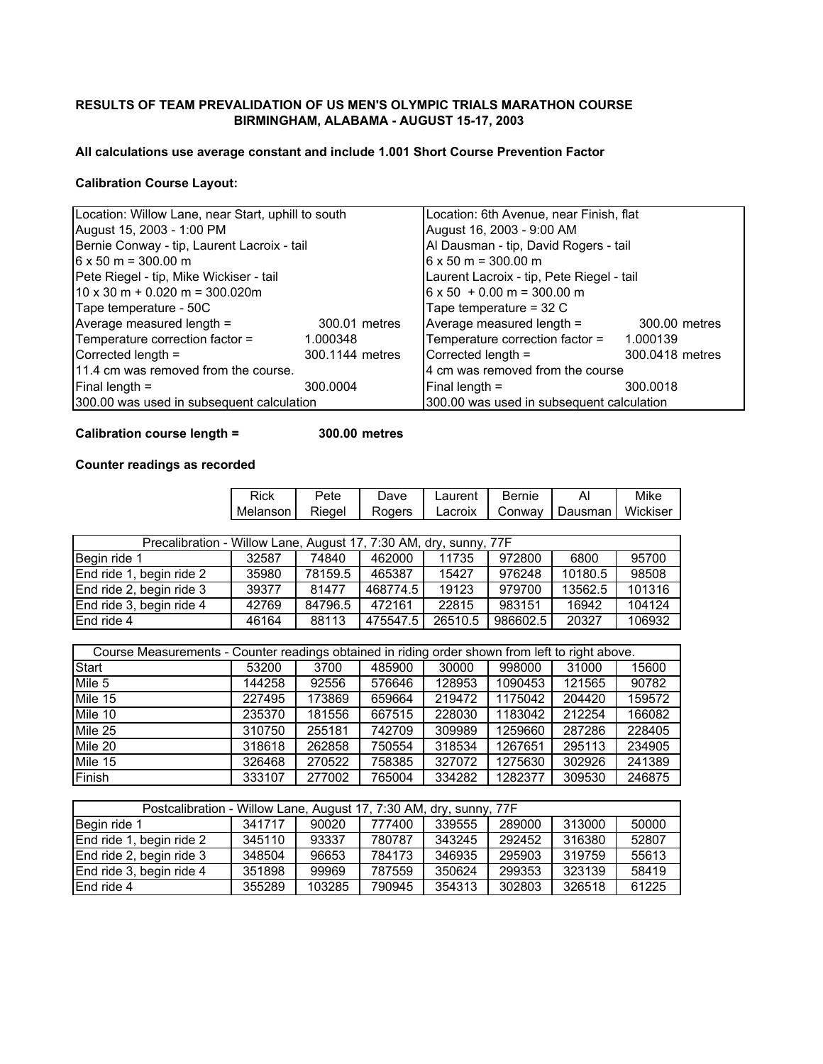**RESULTS OF TEAM PREVALIDATION OF US MEN'S OLYMPIC TRIALS MARATHON COURSE**
**BIRMINGHAM, ALABAMA - AUGUST 15-17, 2003**

**All calculations use average constant and include 1.001 Short Course Prevention Factor**

**Calibration Course Layout:**

| Location: Willow Lane, near Start, uphill to south | | Location: 6th Avenue, near Finish, flat | |
|---|---|---|---|
| August 15, 2003 - 1:00 PM | | August 16, 2003 - 9:00 AM | |
| Bernie Conway - tip, Laurent Lacroix - tail | | Al Dausman - tip, David Rogers - tail | |
| 6 x 50 m = 300.00 m | | 6 x 50 m = 300.00 m | |
| Pete Riegel - tip, Mike Wickiser - tail | | Laurent Lacroix - tip, Pete Riegel - tail | |
| 10 x 30 m + 0.020 m = 300.020m | | 6 x 50 + 0.00 m = 300.00 m | |
| Tape temperature - 50C | | Tape temperature = 32 C | |
| Average measured length = | 300.01 metres | Average measured length = | 300.00 metres |
| Temperature correction factor = | 1.000348 | Temperature correction factor = | 1.000139 |
| Corrected length = | 300.1144 metres | Corrected length = | 300.0418 metres |
| 11.4 cm was removed from the course. | | 4 cm was removed from the course | |
| Final length = | 300.0004 | Final length = | 300.0018 |
| 300.00 was used in subsequent calculation | | 300.00 was used in subsequent calculation | |

**Calibration course length = 300.00 metres**

**Counter readings as recorded**

| | Rick Melanson | Pete Riegel | Dave Rogers | Laurent Lacroix | Bernie Conway | Al Dausman | Mike Wickiser |
|---|---|---|---|---|---|---|---|
| **Precalibration - Willow Lane, August 17, 7:30 AM, dry, sunny, 77F** | | | | | | | |
| Begin ride 1 | 32587 | 74840 | 462000 | 11735 | 972800 | 6800 | 95700 |
| End ride 1, begin ride 2 | 35980 | 78159.5 | 465387 | 15427 | 976248 | 10180.5 | 98508 |
| End ride 2, begin ride 3 | 39377 | 81477 | 468774.5 | 19123 | 979700 | 13562.5 | 101316 |
| End ride 3, begin ride 4 | 42769 | 84796.5 | 472161 | 22815 | 983151 | 16942 | 104124 |
| End ride 4 | 46164 | 88113 | 475547.5 | 26510.5 | 986602.5 | 20327 | 106932 |
| **Course Measurements - Counter readings obtained in riding order shown from left to right above.** | | | | | | | |
| Start | 53200 | 3700 | 485900 | 30000 | 998000 | 31000 | 15600 |
| Mile 5 | 144258 | 92556 | 576646 | 128953 | 1090453 | 121565 | 90782 |
| Mile 15 | 227495 | 173869 | 659664 | 219472 | 1175042 | 204420 | 159572 |
| Mile 10 | 235370 | 181556 | 667515 | 228030 | 1183042 | 212254 | 166082 |
| Mile 25 | 310750 | 255181 | 742709 | 309989 | 1259660 | 287286 | 228405 |
| Mile 20 | 318618 | 262858 | 750554 | 318534 | 1267651 | 295113 | 234905 |
| Mile 15 | 326468 | 270522 | 758385 | 327072 | 1275630 | 302926 | 241389 |
| Finish | 333107 | 277002 | 765004 | 334282 | 1282377 | 309530 | 246875 |
| **Postcalibration - Willow Lane, August 17, 7:30 AM, dry, sunny, 77F** | | | | | | | |
| Begin ride 1 | 341717 | 90020 | 777400 | 339555 | 289000 | 313000 | 50000 |
| End ride 1, begin ride 2 | 345110 | 93337 | 780787 | 343245 | 292452 | 316380 | 52807 |
| End ride 2, begin ride 3 | 348504 | 96653 | 784173 | 346935 | 295903 | 319759 | 55613 |
| End ride 3, begin ride 4 | 351898 | 99969 | 787559 | 350624 | 299353 | 323139 | 58419 |
| End ride 4 | 355289 | 103285 | 790945 | 354313 | 302803 | 326518 | 61225 |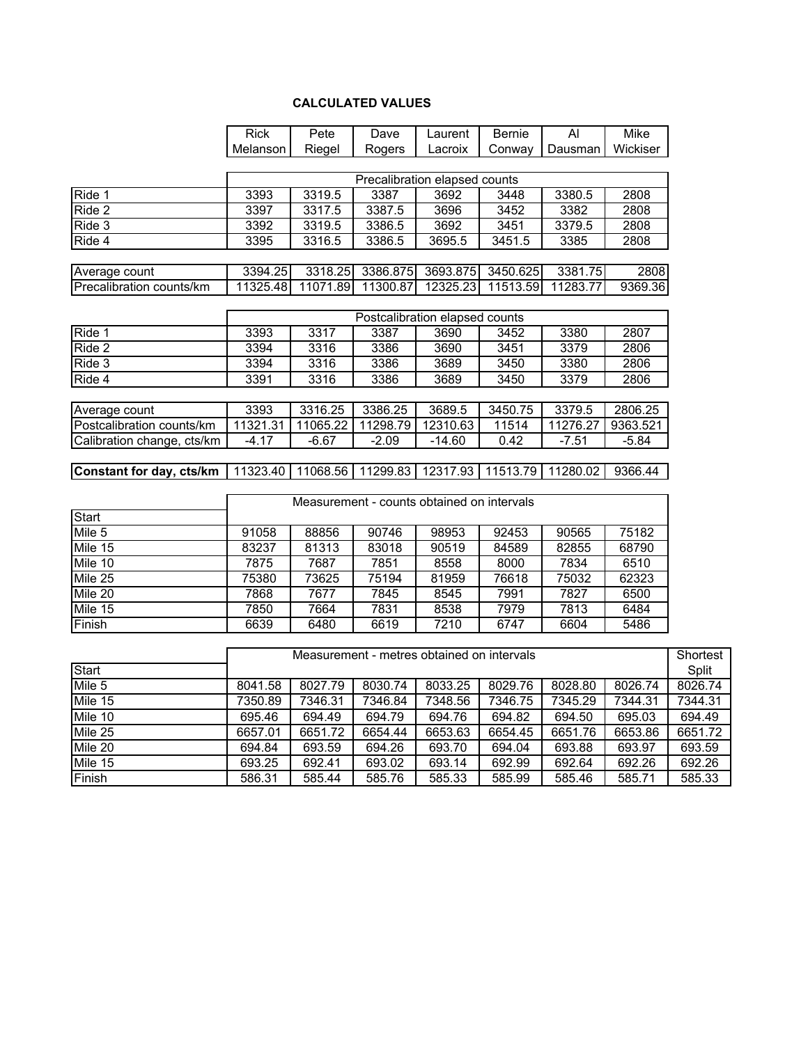**CALCULATED VALUES**

| | Rick Melanson | Pete Riegel | Dave Rogers | Laurent Lacroix | Bernie Conway | Al Dausman | Mike Wickiser |
|---|---|---|---|---|---|---|---|
| | Precalibration elapsed counts | | | | | | |
| Ride 1 | 3393 | 3319.5 | 3387 | 3692 | 3448 | 3380.5 | 2808 |
| Ride 2 | 3397 | 3317.5 | 3387.5 | 3696 | 3452 | 3382 | 2808 |
| Ride 3 | 3392 | 3319.5 | 3386.5 | 3692 | 3451 | 3379.5 | 2808 |
| Ride 4 | 3395 | 3316.5 | 3386.5 | 3695.5 | 3451.5 | 3385 | 2808 |
| Average count | 3394.25 | 3318.25 | 3386.875 | 3693.875 | 3450.625 | 3381.75 | 2808 |
| Precalibration counts/km | 11325.48 | 11071.89 | 11300.87 | 12325.23 | 11513.59 | 11283.77 | 9369.36 |
| | Postcalibration elapsed counts | | | | | | |
| Ride 1 | 3393 | 3317 | 3387 | 3690 | 3452 | 3380 | 2807 |
| Ride 2 | 3394 | 3316 | 3386 | 3690 | 3451 | 3379 | 2806 |
| Ride 3 | 3394 | 3316 | 3386 | 3689 | 3450 | 3380 | 2806 |
| Ride 4 | 3391 | 3316 | 3386 | 3689 | 3450 | 3379 | 2806 |
| Average count | 3393 | 3316.25 | 3386.25 | 3689.5 | 3450.75 | 3379.5 | 2806.25 |
| Postcalibration counts/km | 11321.31 | 11065.22 | 11298.79 | 12310.63 | 11514 | 11276.27 | 9363.521 |
| Calibration change, cts/km | -4.17 | -6.67 | -2.09 | -14.60 | 0.42 | -7.51 | -5.84 |
| **Constant for day, cts/km** | 11323.40 | 11068.56 | 11299.83 | 12317.93 | 11513.79 | 11280.02 | 9366.44 |

| | Measurement - counts obtained on intervals | | | | | | |
|---|---|---|---|---|---|---|---|
| Start | | | | | | | |
| Mile 5 | 91058 | 88856 | 90746 | 98953 | 92453 | 90565 | 75182 |
| Mile 15 | 83237 | 81313 | 83018 | 90519 | 84589 | 82855 | 68790 |
| Mile 10 | 7875 | 7687 | 7851 | 8558 | 8000 | 7834 | 6510 |
| Mile 25 | 75380 | 73625 | 75194 | 81959 | 76618 | 75032 | 62323 |
| Mile 20 | 7868 | 7677 | 7845 | 8545 | 7991 | 7827 | 6500 |
| Mile 15 | 7850 | 7664 | 7831 | 8538 | 7979 | 7813 | 6484 |
| Finish | 6639 | 6480 | 6619 | 7210 | 6747 | 6604 | 5486 |

| | Measurement - metres obtained on intervals | | | | | | | Shortest Split |
|---|---|---|---|---|---|---|---|---|
| Start | | | | | | | | |
| Mile 5 | 8041.58 | 8027.79 | 8030.74 | 8033.25 | 8029.76 | 8028.80 | 8026.74 | 8026.74 |
| Mile 15 | 7350.89 | 7346.31 | 7346.84 | 7348.56 | 7346.75 | 7345.29 | 7344.31 | 7344.31 |
| Mile 10 | 695.46 | 694.49 | 694.79 | 694.76 | 694.82 | 694.50 | 695.03 | 694.49 |
| Mile 25 | 6657.01 | 6651.72 | 6654.44 | 6653.63 | 6654.45 | 6651.76 | 6653.86 | 6651.72 |
| Mile 20 | 694.84 | 693.59 | 694.26 | 693.70 | 694.04 | 693.88 | 693.97 | 693.59 |
| Mile 15 | 693.25 | 692.41 | 693.02 | 693.14 | 692.99 | 692.64 | 692.26 | 692.26 |
| Finish | 586.31 | 585.44 | 585.76 | 585.33 | 585.99 | 585.46 | 585.71 | 585.33 |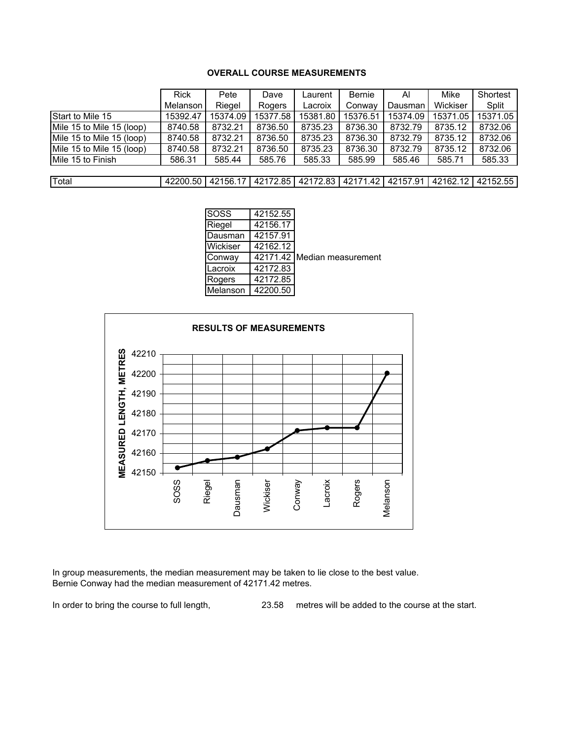## OVERALL COURSE MEASUREMENTS

| | Rick Melanson | Pete Riegel | Dave Rogers | Laurent Lacroix | Bernie Conway | Al Dausman | Mike Wickiser | Shortest Split |
|---|---|---|---|---|---|---|---|---|
| Start to Mile 15 | 15392.47 | 15374.09 | 15377.58 | 15381.80 | 15376.51 | 15374.09 | 15371.05 | 15371.05 |
| Mile 15 to Mile 15 (loop) | 8740.58 | 8732.21 | 8736.50 | 8735.23 | 8736.30 | 8732.79 | 8735.12 | 8732.06 |
| Mile 15 to Mile 15 (loop) | 8740.58 | 8732.21 | 8736.50 | 8735.23 | 8736.30 | 8732.79 | 8735.12 | 8732.06 |
| Mile 15 to Mile 15 (loop) | 8740.58 | 8732.21 | 8736.50 | 8735.23 | 8736.30 | 8732.79 | 8735.12 | 8732.06 |
| Mile 15 to Finish | 586.31 | 585.44 | 585.76 | 585.33 | 585.99 | 585.46 | 585.71 | 585.33 |
| Total | 42200.50 | 42156.17 | 42172.85 | 42172.83 | 42171.42 | 42157.91 | 42162.12 | 42152.55 |

| | | |
|---|---|---|
| SOSS | 42152.55 | |
| Riegel | 42156.17 | |
| Dausman | 42157.91 | |
| Wickiser | 42162.12 | |
| Conway | 42171.42 | Median measurement |
| Lacroix | 42172.83 | |
| Rogers | 42172.85 | |
| Melanson | 42200.50 | |

**RESULTS OF MEASUREMENTS**

| | MEASURED LENGTH, METRES |
|---|---|
| SOSS | 42152.55 |
| Riegel | 42156.17 |
| Dausman | 42157.91 |
| Wickiser | 42162.12 |
| Conway | 42171.42 |
| Lacroix | 42172.83 |
| Rogers | 42172.85 |
| Melanson | 42200.50 |

In group measurements, the median measurement may be taken to lie close to the best value.
Bernie Conway had the median measurement of 42171.42 metres.

In order to bring the course to full length, 23.58 metres will be added to the course at the start.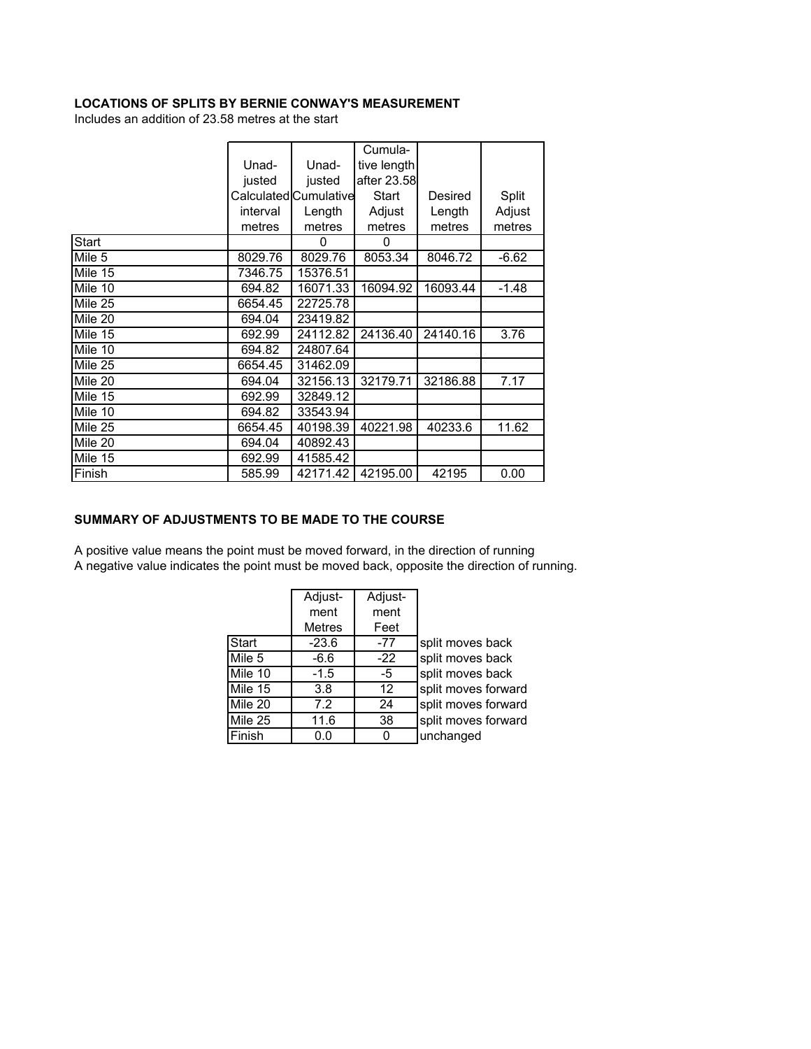**LOCATIONS OF SPLITS BY BERNIE CONWAY'S MEASUREMENT**

Includes an addition of 23.58 metres at the start

| | Unad-justed Calculated interval metres | Unad-justed Cumulative Length metres | Cumula-tive length after 23.58 Start Adjust metres | Desired Length metres | Split Adjust metres |
|---|---|---|---|---|---|
| Start | | 0 | 0 | | |
| Mile 5 | 8029.76 | 8029.76 | 8053.34 | 8046.72 | -6.62 |
| Mile 15 | 7346.75 | 15376.51 | | | |
| Mile 10 | 694.82 | 16071.33 | 16094.92 | 16093.44 | -1.48 |
| Mile 25 | 6654.45 | 22725.78 | | | |
| Mile 20 | 694.04 | 23419.82 | | | |
| Mile 15 | 692.99 | 24112.82 | 24136.40 | 24140.16 | 3.76 |
| Mile 10 | 694.82 | 24807.64 | | | |
| Mile 25 | 6654.45 | 31462.09 | | | |
| Mile 20 | 694.04 | 32156.13 | 32179.71 | 32186.88 | 7.17 |
| Mile 15 | 692.99 | 32849.12 | | | |
| Mile 10 | 694.82 | 33543.94 | | | |
| Mile 25 | 6654.45 | 40198.39 | 40221.98 | 40233.6 | 11.62 |
| Mile 20 | 694.04 | 40892.43 | | | |
| Mile 15 | 692.99 | 41585.42 | | | |
| Finish | 585.99 | 42171.42 | 42195.00 | 42195 | 0.00 |

**SUMMARY OF ADJUSTMENTS TO BE MADE TO THE COURSE**

A positive value means the point must be moved forward, in the direction of running
A negative value indicates the point must be moved back, opposite the direction of running.

| | Adjust-ment Metres | Adjust-ment Feet | |
|---|---|---|---|
| Start | -23.6 | -77 | split moves back |
| Mile 5 | -6.6 | -22 | split moves back |
| Mile 10 | -1.5 | -5 | split moves back |
| Mile 15 | 3.8 | 12 | split moves forward |
| Mile 20 | 7.2 | 24 | split moves forward |
| Mile 25 | 11.6 | 38 | split moves forward |
| Finish | 0.0 | 0 | unchanged |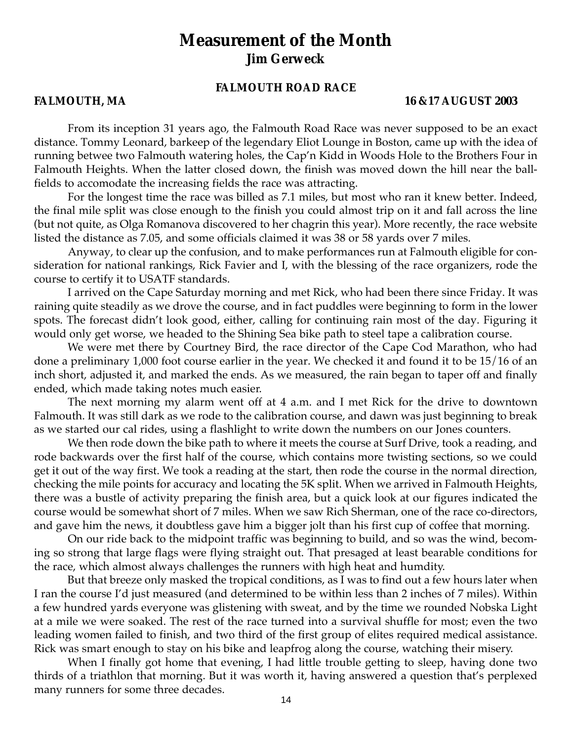# Measurement of the Month

## Jim Gerweck

### FALMOUTH ROAD RACE

**FALMOUTH, MA** **16 & 17 AUGUST 2003**

From its inception 31 years ago, the Falmouth Road Race was never supposed to be an exact distance. Tommy Leonard, barkeep of the legendary Eliot Lounge in Boston, came up with the idea of running betwee two Falmouth watering holes, the Cap'n Kidd in Woods Hole to the Brothers Four in Falmouth Heights. When the latter closed down, the finish was moved down the hill near the ball-fields to accomodate the increasing fields the race was attracting.

For the longest time the race was billed as 7.1 miles, but most who ran it knew better. Indeed, the final mile split was close enough to the finish you could almost trip on it and fall across the line (but not quite, as Olga Romanova discovered to her chagrin this year). More recently, the race website listed the distance as 7.05, and some officials claimed it was 38 or 58 yards over 7 miles.

Anyway, to clear up the confusion, and to make performances run at Falmouth eligible for consideration for national rankings, Rick Favier and I, with the blessing of the race organizers, rode the course to certify it to USATF standards.

I arrived on the Cape Saturday morning and met Rick, who had been there since Friday. It was raining quite steadily as we drove the course, and in fact puddles were beginning to form in the lower spots. The forecast didn't look good, either, calling for continuing rain most of the day. Figuring it would only get worse, we headed to the Shining Sea bike path to steel tape a calibration course.

We were met there by Courtney Bird, the race director of the Cape Cod Marathon, who had done a preliminary 1,000 foot course earlier in the year. We checked it and found it to be 15/16 of an inch short, adjusted it, and marked the ends. As we measured, the rain began to taper off and finally ended, which made taking notes much easier.

The next morning my alarm went off at 4 a.m. and I met Rick for the drive to downtown Falmouth. It was still dark as we rode to the calibration course, and dawn was just beginning to break as we started our cal rides, using a flashlight to write down the numbers on our Jones counters.

We then rode down the bike path to where it meets the course at Surf Drive, took a reading, and rode backwards over the first half of the course, which contains more twisting sections, so we could get it out of the way first. We took a reading at the start, then rode the course in the normal direction, checking the mile points for accuracy and locating the 5K split. When we arrived in Falmouth Heights, there was a bustle of activity preparing the finish area, but a quick look at our figures indicated the course would be somewhat short of 7 miles. When we saw Rich Sherman, one of the race co-directors, and gave him the news, it doubtless gave him a bigger jolt than his first cup of coffee that morning.

On our ride back to the midpoint traffic was beginning to build, and so was the wind, becoming so strong that large flags were flying straight out. That presaged at least bearable conditions for the race, which almost always challenges the runners with high heat and humdity.

But that breeze only masked the tropical conditions, as I was to find out a few hours later when I ran the course I'd just measured (and determined to be within less than 2 inches of 7 miles). Within a few hundred yards everyone was glistening with sweat, and by the time we rounded Nobska Light at a mile we were soaked. The rest of the race turned into a survival shuffle for most; even the two leading women failed to finish, and two third of the first group of elites required medical assistance. Rick was smart enough to stay on his bike and leapfrog along the course, watching their misery.

When I finally got home that evening, I had little trouble getting to sleep, having done two thirds of a triathlon that morning. But it was worth it, having answered a question that's perplexed many runners for some three decades.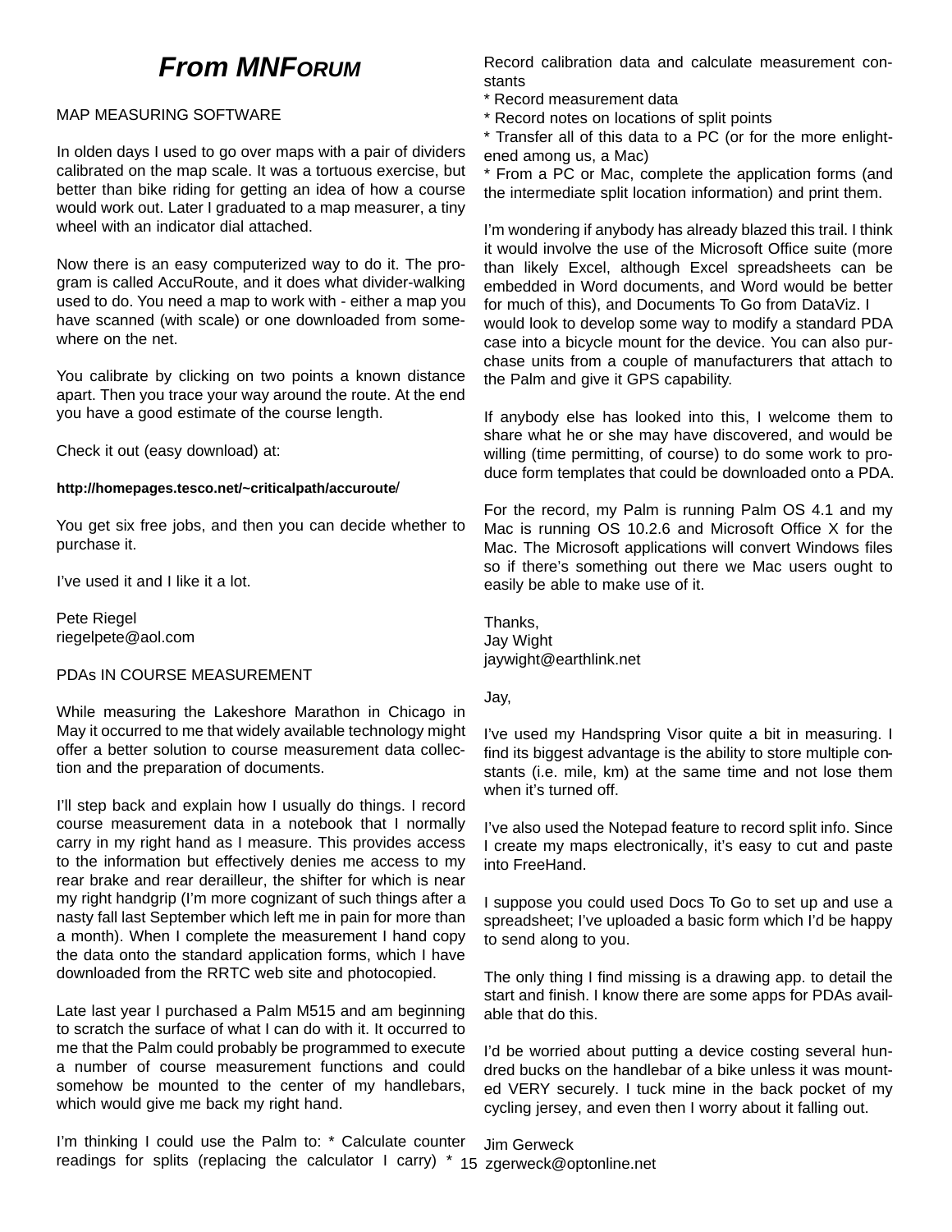# *From MNForum*

MAP MEASURING SOFTWARE

In olden days I used to go over maps with a pair of dividers calibrated on the map scale. It was a tortuous exercise, but better than bike riding for getting an idea of how a course would work out. Later I graduated to a map measurer, a tiny wheel with an indicator dial attached.

Now there is an easy computerized way to do it. The program is called AccuRoute, and it does what divider-walking used to do. You need a map to work with - either a map you have scanned (with scale) or one downloaded from somewhere on the net.

You calibrate by clicking on two points a known distance apart. Then you trace your way around the route. At the end you have a good estimate of the course length.

Check it out (easy download) at:

**http://homepages.tesco.net/~criticalpath/accuroute**/

You get six free jobs, and then you can decide whether to purchase it.

I've used it and I like it a lot.

Pete Riegel
riegelpete@aol.com

PDAs IN COURSE MEASUREMENT

While measuring the Lakeshore Marathon in Chicago in May it occurred to me that widely available technology might offer a better solution to course measurement data collection and the preparation of documents.

I'll step back and explain how I usually do things. I record course measurement data in a notebook that I normally carry in my right hand as I measure. This provides access to the information but effectively denies me access to my rear brake and rear derailleur, the shifter for which is near my right handgrip (I'm more cognizant of such things after a nasty fall last September which left me in pain for more than a month). When I complete the measurement I hand copy the data onto the standard application forms, which I have downloaded from the RRTC web site and photocopied.

Late last year I purchased a Palm M515 and am beginning to scratch the surface of what I can do with it. It occurred to me that the Palm could probably be programmed to execute a number of course measurement functions and could somehow be mounted to the center of my handlebars, which would give me back my right hand.

I'm thinking I could use the Palm to: * Calculate counter readings for splits (replacing the calculator I carry) * Record calibration data and calculate measurement constants
* Record measurement data
* Record notes on locations of split points
* Transfer all of this data to a PC (or for the more enlightened among us, a Mac)
* From a PC or Mac, complete the application forms (and the intermediate split location information) and print them.

I'm wondering if anybody has already blazed this trail. I think it would involve the use of the Microsoft Office suite (more than likely Excel, although Excel spreadsheets can be embedded in Word documents, and Word would be better for much of this), and Documents To Go from DataViz. I would look to develop some way to modify a standard PDA case into a bicycle mount for the device. You can also purchase units from a couple of manufacturers that attach to the Palm and give it GPS capability.

If anybody else has looked into this, I welcome them to share what he or she may have discovered, and would be willing (time permitting, of course) to do some work to produce form templates that could be downloaded onto a PDA.

For the record, my Palm is running Palm OS 4.1 and my Mac is running OS 10.2.6 and Microsoft Office X for the Mac. The Microsoft applications will convert Windows files so if there's something out there we Mac users ought to easily be able to make use of it.

Thanks,
Jay Wight
jaywight@earthlink.net

Jay,

I've used my Handspring Visor quite a bit in measuring. I find its biggest advantage is the ability to store multiple constants (i.e. mile, km) at the same time and not lose them when it's turned off.

I've also used the Notepad feature to record split info. Since I create my maps electronically, it's easy to cut and paste into FreeHand.

I suppose you could used Docs To Go to set up and use a spreadsheet; I've uploaded a basic form which I'd be happy to send along to you.

The only thing I find missing is a drawing app. to detail the start and finish. I know there are some apps for PDAs available that do this.

I'd be worried about putting a device costing several hundred bucks on the handlebar of a bike unless it was mounted VERY securely. I tuck mine in the back pocket of my cycling jersey, and even then I worry about it falling out.

Jim Gerweck
zgerweck@optonline.net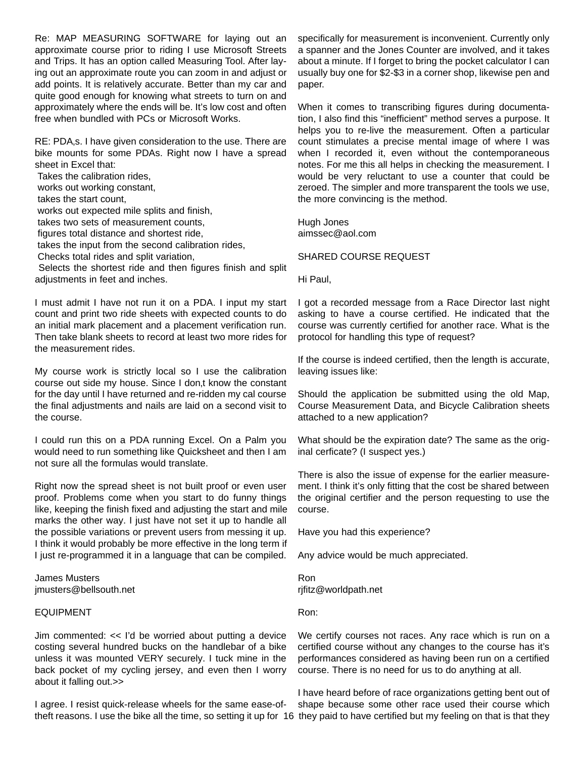Re: MAP MEASURING SOFTWARE for laying out an approximate course prior to riding I use Microsoft Streets and Trips. It has an option called Measuring Tool. After laying out an approximate route you can zoom in and adjust or add points. It is relatively accurate. Better than my car and quite good enough for knowing what streets to turn on and approximately where the ends will be. It's low cost and often free when bundled with PCs or Microsoft Works.

RE: PDA,s. I have given consideration to the use. There are bike mounts for some PDAs. Right now I have a spread sheet in Excel that:
 Takes the calibration rides,
 works out working constant,
 takes the start count,
 works out expected mile splits and finish,
 takes two sets of measurement counts,
 figures total distance and shortest ride,
 takes the input from the second calibration rides,
 Checks total rides and split variation,
 Selects the shortest ride and then figures finish and split adjustments in feet and inches.

I must admit I have not run it on a PDA. I input my start count and print two ride sheets with expected counts to do an initial mark placement and a placement verification run. Then take blank sheets to record at least two more rides for the measurement rides.

My course work is strictly local so I use the calibration course out side my house. Since I don,t know the constant for the day until I have returned and re-ridden my cal course the final adjustments and nails are laid on a second visit to the course.

I could run this on a PDA running Excel. On a Palm you would need to run something like Quicksheet and then I am not sure all the formulas would translate.

Right now the spread sheet is not built proof or even user proof. Problems come when you start to do funny things like, keeping the finish fixed and adjusting the start and mile marks the other way. I just have not set it up to handle all the possible variations or prevent users from messing it up. I think it would probably be more effective in the long term if I just re-programmed it in a language that can be compiled.

James Musters
jmusters@bellsouth.net

EQUIPMENT

Jim commented: << I'd be worried about putting a device costing several hundred bucks on the handlebar of a bike unless it was mounted VERY securely. I tuck mine in the back pocket of my cycling jersey, and even then I worry about it falling out.>>

I agree. I resist quick-release wheels for the same ease-of-theft reasons. I use the bike all the time, so setting it up for specifically for measurement is inconvenient. Currently only a spanner and the Jones Counter are involved, and it takes about a minute. If I forget to bring the pocket calculator I can usually buy one for $2-$3 in a corner shop, likewise pen and paper.

When it comes to transcribing figures during documentation, I also find this "inefficient" method serves a purpose. It helps you to re-live the measurement. Often a particular count stimulates a precise mental image of where I was when I recorded it, even without the contemporaneous notes. For me this all helps in checking the measurement. I would be very reluctant to use a counter that could be zeroed. The simpler and more transparent the tools we use, the more convincing is the method.

Hugh Jones
aimssec@aol.com

SHARED COURSE REQUEST

Hi Paul,

I got a recorded message from a Race Director last night asking to have a course certified. He indicated that the course was currently certified for another race. What is the protocol for handling this type of request?

If the course is indeed certified, then the length is accurate, leaving issues like:

Should the application be submitted using the old Map, Course Measurement Data, and Bicycle Calibration sheets attached to a new application?

What should be the expiration date? The same as the original cerficate? (I suspect yes.)

There is also the issue of expense for the earlier measurement. I think it's only fitting that the cost be shared between the original certifier and the person requesting to use the course.

Have you had this experience?

Any advice would be much appreciated.

Ron
rjfitz@worldpath.net

Ron:

We certify courses not races. Any race which is run on a certified course without any changes to the course has it's performances considered as having been run on a certified course. There is no need for us to do anything at all.

I have heard before of race organizations getting bent out of shape because some other race used their course which they paid to have certified but my feeling on that is that they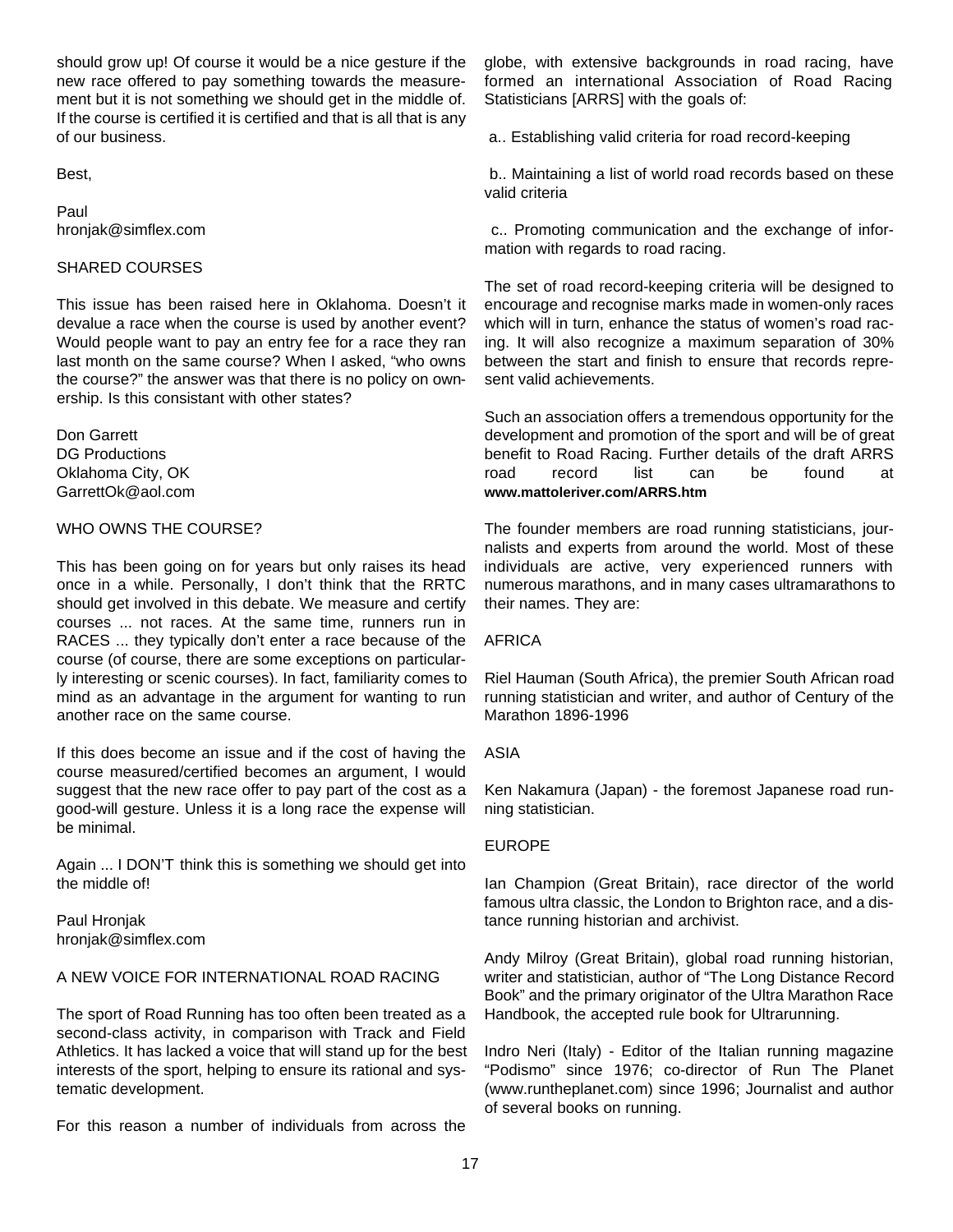should grow up! Of course it would be a nice gesture if the new race offered to pay something towards the measurement but it is not something we should get in the middle of. If the course is certified it is certified and that is all that is any of our business.

Best,

Paul
hronjak@simflex.com

## SHARED COURSES

This issue has been raised here in Oklahoma. Doesn't it devalue a race when the course is used by another event? Would people want to pay an entry fee for a race they ran last month on the same course? When I asked, "who owns the course?" the answer was that there is no policy on ownership. Is this consistant with other states?

Don Garrett
DG Productions
Oklahoma City, OK
GarrettOk@aol.com

## WHO OWNS THE COURSE?

This has been going on for years but only raises its head once in a while. Personally, I don't think that the RRTC should get involved in this debate. We measure and certify courses ... not races. At the same time, runners run in RACES ... they typically don't enter a race because of the course (of course, there are some exceptions on particularly interesting or scenic courses). In fact, familiarity comes to mind as an advantage in the argument for wanting to run another race on the same course.

If this does become an issue and if the cost of having the course measured/certified becomes an argument, I would suggest that the new race offer to pay part of the cost as a good-will gesture. Unless it is a long race the expense will be minimal.

Again ... I DON'T think this is something we should get into the middle of!

Paul Hronjak
hronjak@simflex.com

## A NEW VOICE FOR INTERNATIONAL ROAD RACING

The sport of Road Running has too often been treated as a second-class activity, in comparison with Track and Field Athletics. It has lacked a voice that will stand up for the best interests of the sport, helping to ensure its rational and systematic development.

For this reason a number of individuals from across the globe, with extensive backgrounds in road racing, have formed an international Association of Road Racing Statisticians [ARRS] with the goals of:

a.. Establishing valid criteria for road record-keeping

b.. Maintaining a list of world road records based on these valid criteria

c.. Promoting communication and the exchange of information with regards to road racing.

The set of road record-keeping criteria will be designed to encourage and recognise marks made in women-only races which will in turn, enhance the status of women's road racing. It will also recognize a maximum separation of 30% between the start and finish to ensure that records represent valid achievements.

Such an association offers a tremendous opportunity for the development and promotion of the sport and will be of great benefit to Road Racing. Further details of the draft ARRS road record list can be found at **www.mattoleriver.com/ARRS.htm**

The founder members are road running statisticians, journalists and experts from around the world. Most of these individuals are active, very experienced runners with numerous marathons, and in many cases ultramarathons to their names. They are:

AFRICA

Riel Hauman (South Africa), the premier South African road running statistician and writer, and author of Century of the Marathon 1896-1996

ASIA

Ken Nakamura (Japan) - the foremost Japanese road running statistician.

EUROPE

Ian Champion (Great Britain), race director of the world famous ultra classic, the London to Brighton race, and a distance running historian and archivist.

Andy Milroy (Great Britain), global road running historian, writer and statistician, author of "The Long Distance Record Book" and the primary originator of the Ultra Marathon Race Handbook, the accepted rule book for Ultrarunning.

Indro Neri (Italy) - Editor of the Italian running magazine "Podismo" since 1976; co-director of Run The Planet (www.runtheplanet.com) since 1996; Journalist and author of several books on running.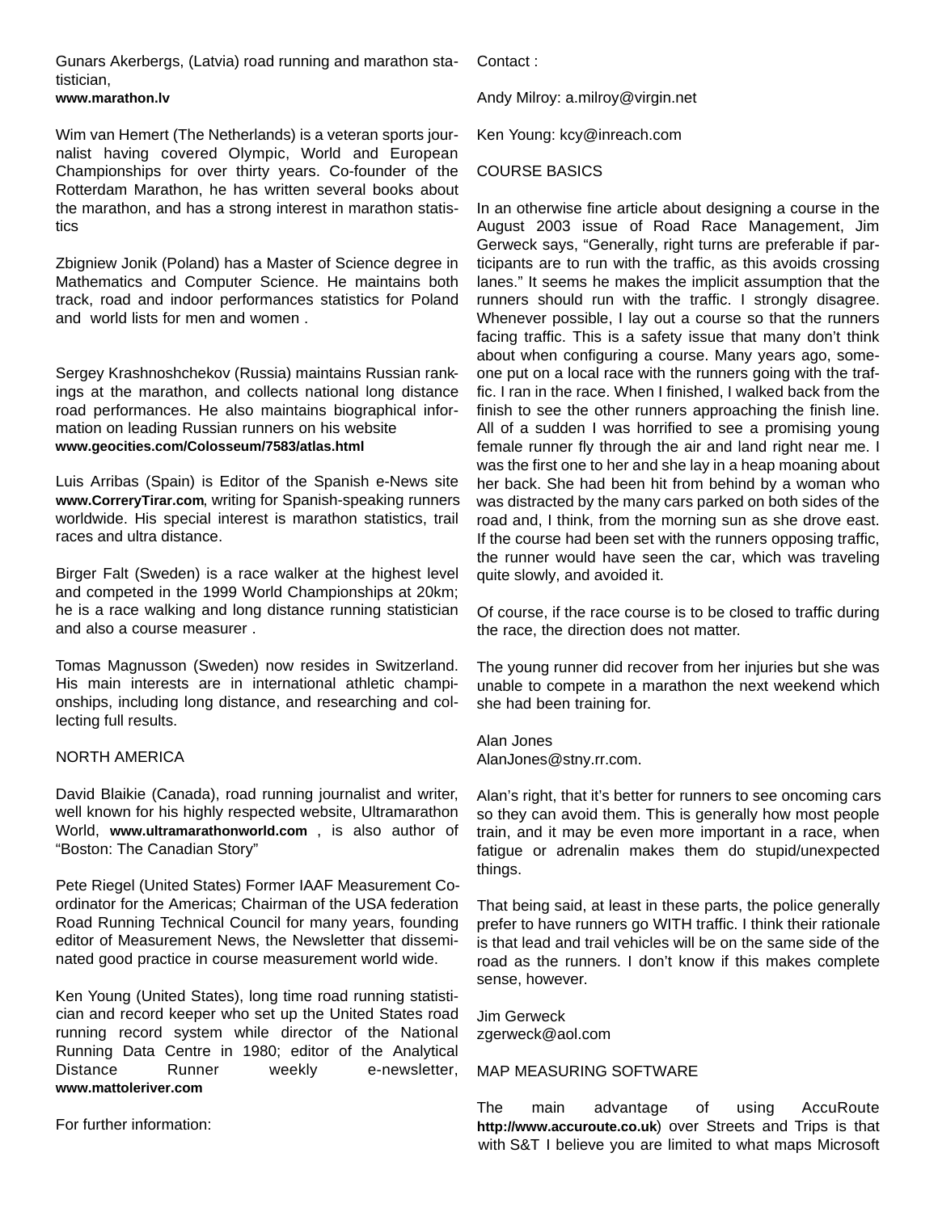Gunars Akerbergs, (Latvia) road running and marathon statistician,
**www.marathon.lv**

Wim van Hemert (The Netherlands) is a veteran sports journalist having covered Olympic, World and European Championships for over thirty years. Co-founder of the Rotterdam Marathon, he has written several books about the marathon, and has a strong interest in marathon statistics

Zbigniew Jonik (Poland) has a Master of Science degree in Mathematics and Computer Science. He maintains both track, road and indoor performances statistics for Poland and world lists for men and women .

Sergey Krashnoshchekov (Russia) maintains Russian rankings at the marathon, and collects national long distance road performances. He also maintains biographical information on leading Russian runners on his website
**www.geocities.com/Colosseum/7583/atlas.html**

Luis Arribas (Spain) is Editor of the Spanish e-News site **www.CorreryTirar.com**, writing for Spanish-speaking runners worldwide. His special interest is marathon statistics, trail races and ultra distance.

Birger Falt (Sweden) is a race walker at the highest level and competed in the 1999 World Championships at 20km; he is a race walking and long distance running statistician and also a course measurer .

Tomas Magnusson (Sweden) now resides in Switzerland. His main interests are in international athletic championships, including long distance, and researching and collecting full results.

NORTH AMERICA

David Blaikie (Canada), road running journalist and writer, well known for his highly respected website, Ultramarathon World, **www.ultramarathonworld.com** , is also author of "Boston: The Canadian Story"

Pete Riegel (United States) Former IAAF Measurement Coordinator for the Americas; Chairman of the USA federation Road Running Technical Council for many years, founding editor of Measurement News, the Newsletter that disseminated good practice in course measurement world wide.

Ken Young (United States), long time road running statistician and record keeper who set up the United States road running record system while director of the National Running Data Centre in 1980; editor of the Analytical Distance Runner weekly e-newsletter, **www.mattoleriver.com**

For further information:

Contact :

Andy Milroy: a.milroy@virgin.net

Ken Young: kcy@inreach.com

COURSE BASICS

In an otherwise fine article about designing a course in the August 2003 issue of Road Race Management, Jim Gerweck says, "Generally, right turns are preferable if participants are to run with the traffic, as this avoids crossing lanes." It seems he makes the implicit assumption that the runners should run with the traffic. I strongly disagree. Whenever possible, I lay out a course so that the runners facing traffic. This is a safety issue that many don't think about when configuring a course. Many years ago, someone put on a local race with the runners going with the traffic. I ran in the race. When I finished, I walked back from the finish to see the other runners approaching the finish line. All of a sudden I was horrified to see a promising young female runner fly through the air and land right near me. I was the first one to her and she lay in a heap moaning about her back. She had been hit from behind by a woman who was distracted by the many cars parked on both sides of the road and, I think, from the morning sun as she drove east. If the course had been set with the runners opposing traffic, the runner would have seen the car, which was traveling quite slowly, and avoided it.

Of course, if the race course is to be closed to traffic during the race, the direction does not matter.

The young runner did recover from her injuries but she was unable to compete in a marathon the next weekend which she had been training for.

Alan Jones
AlanJones@stny.rr.com.

Alan's right, that it's better for runners to see oncoming cars so they can avoid them. This is generally how most people train, and it may be even more important in a race, when fatigue or adrenalin makes them do stupid/unexpected things.

That being said, at least in these parts, the police generally prefer to have runners go WITH traffic. I think their rationale is that lead and trail vehicles will be on the same side of the road as the runners. I don't know if this makes complete sense, however.

Jim Gerweck
zgerweck@aol.com

MAP MEASURING SOFTWARE

The main advantage of using AccuRoute **http://www.accuroute.co.uk**) over Streets and Trips is that with S&T I believe you are limited to what maps Microsoft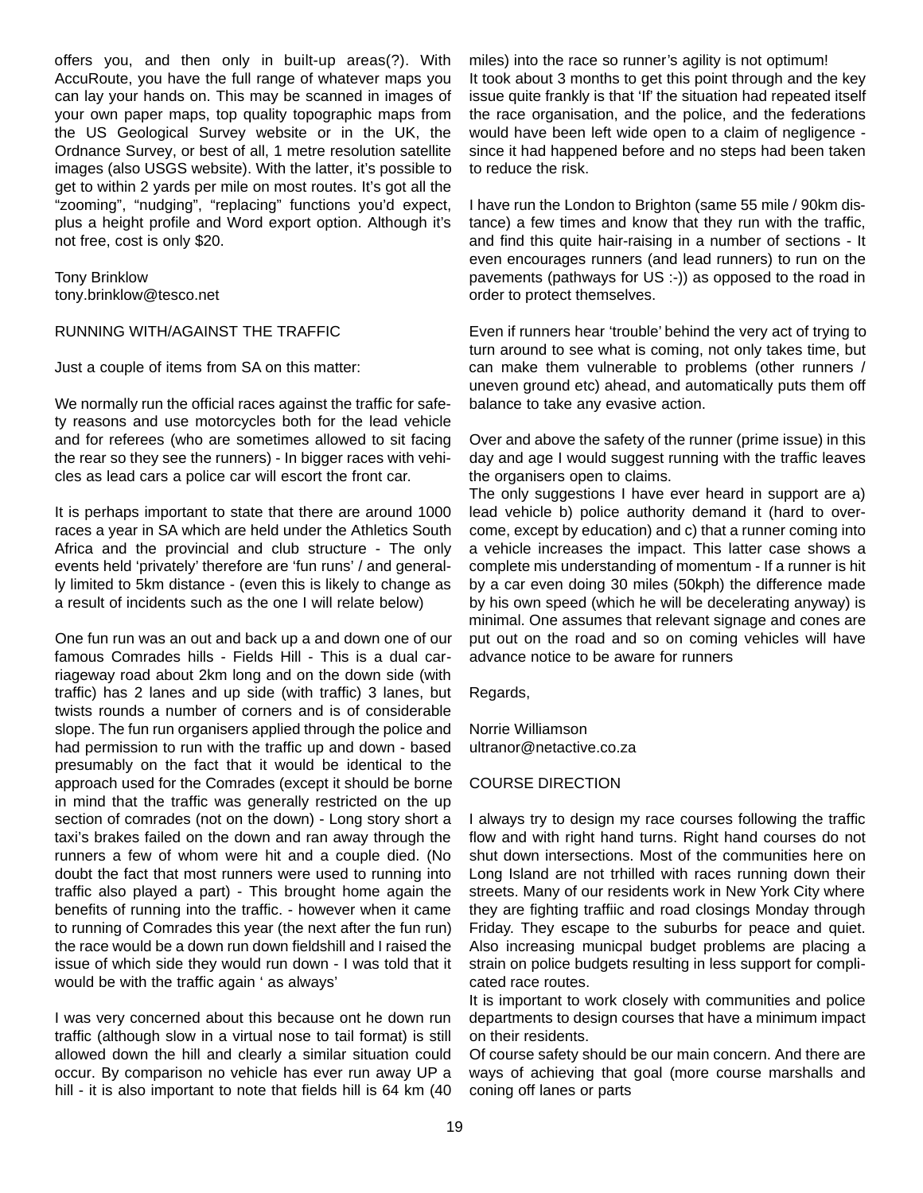offers you, and then only in built-up areas(?). With AccuRoute, you have the full range of whatever maps you can lay your hands on. This may be scanned in images of your own paper maps, top quality topographic maps from the US Geological Survey website or in the UK, the Ordnance Survey, or best of all, 1 metre resolution satellite images (also USGS website). With the latter, it's possible to get to within 2 yards per mile on most routes. It's got all the "zooming", "nudging", "replacing" functions you'd expect, plus a height profile and Word export option. Although it's not free, cost is only $20.

Tony Brinklow
tony.brinklow@tesco.net

## RUNNING WITH/AGAINST THE TRAFFIC

Just a couple of items from SA on this matter:

We normally run the official races against the traffic for safety reasons and use motorcycles both for the lead vehicle and for referees (who are sometimes allowed to sit facing the rear so they see the runners) - In bigger races with vehicles as lead cars a police car will escort the front car.

It is perhaps important to state that there are around 1000 races a year in SA which are held under the Athletics South Africa and the provincial and club structure - The only events held 'privately' therefore are 'fun runs' / and generally limited to 5km distance - (even this is likely to change as a result of incidents such as the one I will relate below)

One fun run was an out and back up a and down one of our famous Comrades hills - Fields Hill - This is a dual carriageway road about 2km long and on the down side (with traffic) has 2 lanes and up side (with traffic) 3 lanes, but twists rounds a number of corners and is of considerable slope. The fun run organisers applied through the police and had permission to run with the traffic up and down - based presumably on the fact that it would be identical to the approach used for the Comrades (except it should be borne in mind that the traffic was generally restricted on the up section of comrades (not on the down) - Long story short a taxi's brakes failed on the down and ran away through the runners a few of whom were hit and a couple died. (No doubt the fact that most runners were used to running into traffic also played a part) - This brought home again the benefits of running into the traffic. - however when it came to running of Comrades this year (the next after the fun run) the race would be a down run down fieldshill and I raised the issue of which side they would run down - I was told that it would be with the traffic again ' as always'

I was very concerned about this because ont he down run traffic (although slow in a virtual nose to tail format) is still allowed down the hill and clearly a similar situation could occur. By comparison no vehicle has ever run away UP a hill - it is also important to note that fields hill is 64 km (40 miles) into the race so runner's agility is not optimum!
It took about 3 months to get this point through and the key issue quite frankly is that 'If' the situation had repeated itself the race organisation, and the police, and the federations would have been left wide open to a claim of negligence - since it had happened before and no steps had been taken to reduce the risk.

I have run the London to Brighton (same 55 mile / 90km distance) a few times and know that they run with the traffic, and find this quite hair-raising in a number of sections - It even encourages runners (and lead runners) to run on the pavements (pathways for US :-)) as opposed to the road in order to protect themselves.

Even if runners hear 'trouble' behind the very act of trying to turn around to see what is coming, not only takes time, but can make them vulnerable to problems (other runners / uneven ground etc) ahead, and automatically puts them off balance to take any evasive action.

Over and above the safety of the runner (prime issue) in this day and age I would suggest running with the traffic leaves the organisers open to claims.
The only suggestions I have ever heard in support are a) lead vehicle b) police authority demand it (hard to overcome, except by education) and c) that a runner coming into a vehicle increases the impact. This latter case shows a complete mis understanding of momentum - If a runner is hit by a car even doing 30 miles (50kph) the difference made by his own speed (which he will be decelerating anyway) is minimal. One assumes that relevant signage and cones are put out on the road and so on coming vehicles will have advance notice to be aware for runners

Regards,

Norrie Williamson
ultranor@netactive.co.za

## COURSE DIRECTION

I always try to design my race courses following the traffic flow and with right hand turns. Right hand courses do not shut down intersections. Most of the communities here on Long Island are not trhilled with races running down their streets. Many of our residents work in New York City where they are fighting traffiic and road closings Monday through Friday. They escape to the suburbs for peace and quiet. Also increasing municpal budget problems are placing a strain on police budgets resulting in less support for complicated race routes.
It is important to work closely with communities and police departments to design courses that have a minimum impact on their residents.
Of course safety should be our main concern. And there are ways of achieving that goal (more course marshalls and coning off lanes or parts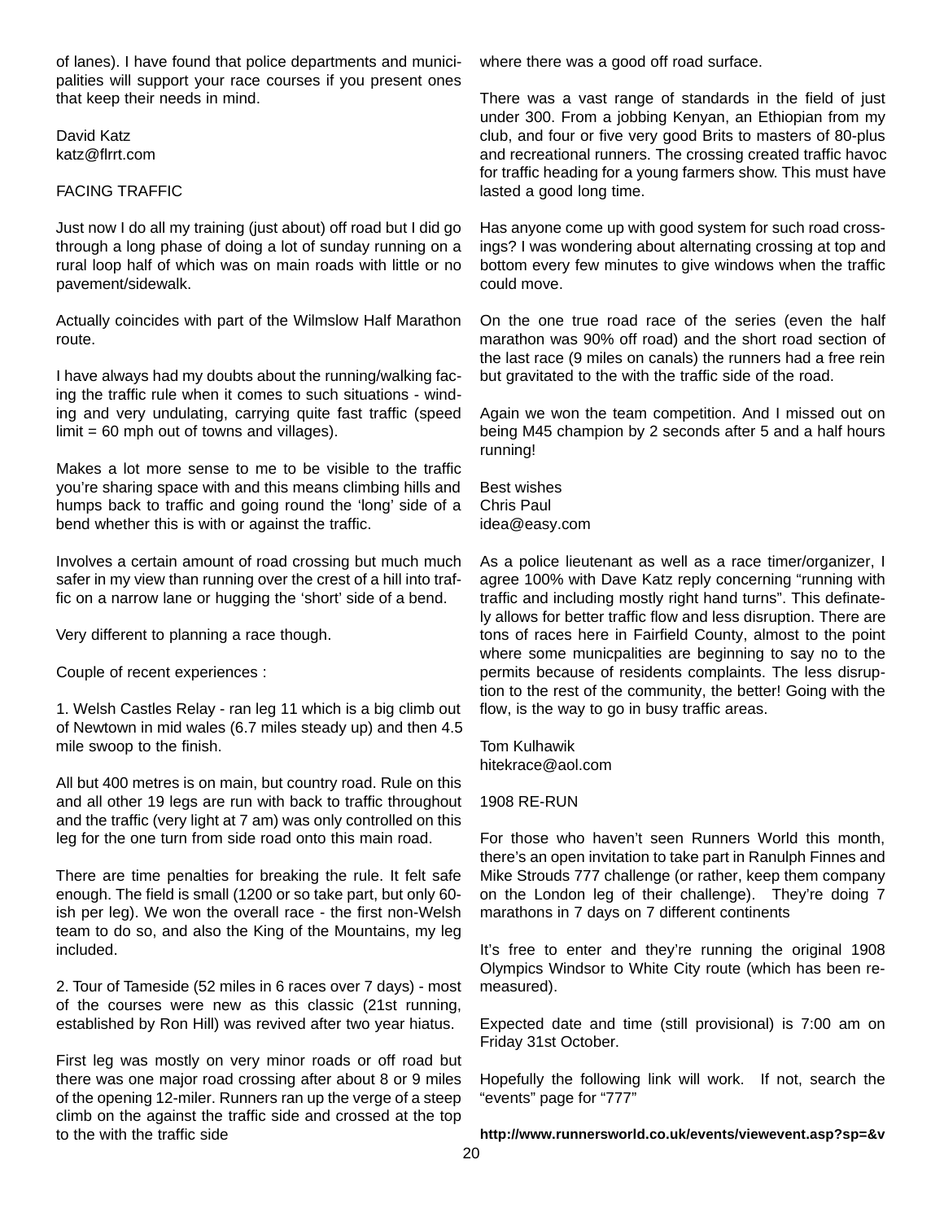of lanes). I have found that police departments and municipalities will support your race courses if you present ones that keep their needs in mind.

David Katz
katz@flrrt.com

FACING TRAFFIC

Just now I do all my training (just about) off road but I did go through a long phase of doing a lot of sunday running on a rural loop half of which was on main roads with little or no pavement/sidewalk.

Actually coincides with part of the Wilmslow Half Marathon route.

I have always had my doubts about the running/walking facing the traffic rule when it comes to such situations - winding and very undulating, carrying quite fast traffic (speed limit = 60 mph out of towns and villages).

Makes a lot more sense to me to be visible to the traffic you're sharing space with and this means climbing hills and humps back to traffic and going round the 'long' side of a bend whether this is with or against the traffic.

Involves a certain amount of road crossing but much much safer in my view than running over the crest of a hill into traffic on a narrow lane or hugging the 'short' side of a bend.

Very different to planning a race though.

Couple of recent experiences :

1. Welsh Castles Relay - ran leg 11 which is a big climb out of Newtown in mid wales (6.7 miles steady up) and then 4.5 mile swoop to the finish.

All but 400 metres is on main, but country road. Rule on this and all other 19 legs are run with back to traffic throughout and the traffic (very light at 7 am) was only controlled on this leg for the one turn from side road onto this main road.

There are time penalties for breaking the rule. It felt safe enough. The field is small (1200 or so take part, but only 60-ish per leg). We won the overall race - the first non-Welsh team to do so, and also the King of the Mountains, my leg included.

2. Tour of Tameside (52 miles in 6 races over 7 days) - most of the courses were new as this classic (21st running, established by Ron Hill) was revived after two year hiatus.

First leg was mostly on very minor roads or off road but there was one major road crossing after about 8 or 9 miles of the opening 12-miler. Runners ran up the verge of a steep climb on the against the traffic side and crossed at the top to the with the traffic side where there was a good off road surface.

There was a vast range of standards in the field of just under 300. From a jobbing Kenyan, an Ethiopian from my club, and four or five very good Brits to masters of 80-plus and recreational runners. The crossing created traffic havoc for traffic heading for a young farmers show. This must have lasted a good long time.

Has anyone come up with good system for such road crossings? I was wondering about alternating crossing at top and bottom every few minutes to give windows when the traffic could move.

On the one true road race of the series (even the half marathon was 90% off road) and the short road section of the last race (9 miles on canals) the runners had a free rein but gravitated to the with the traffic side of the road.

Again we won the team competition. And I missed out on being M45 champion by 2 seconds after 5 and a half hours running!

Best wishes
Chris Paul
idea@easy.com

As a police lieutenant as well as a race timer/organizer, I agree 100% with Dave Katz reply concerning "running with traffic and including mostly right hand turns". This definately allows for better traffic flow and less disruption. There are tons of races here in Fairfield County, almost to the point where some municpalities are beginning to say no to the permits because of residents complaints. The less disruption to the rest of the community, the better! Going with the flow, is the way to go in busy traffic areas.

Tom Kulhawik
hitekrace@aol.com

1908 RE-RUN

For those who haven't seen Runners World this month, there's an open invitation to take part in Ranulph Finnes and Mike Strouds 777 challenge (or rather, keep them company on the London leg of their challenge). They're doing 7 marathons in 7 days on 7 different continents

It's free to enter and they're running the original 1908 Olympics Windsor to White City route (which has been re-measured).

Expected date and time (still provisional) is 7:00 am on Friday 31st October.

Hopefully the following link will work. If not, search the "events" page for "777"

**http://www.runnersworld.co.uk/events/viewevent.asp?sp=&v**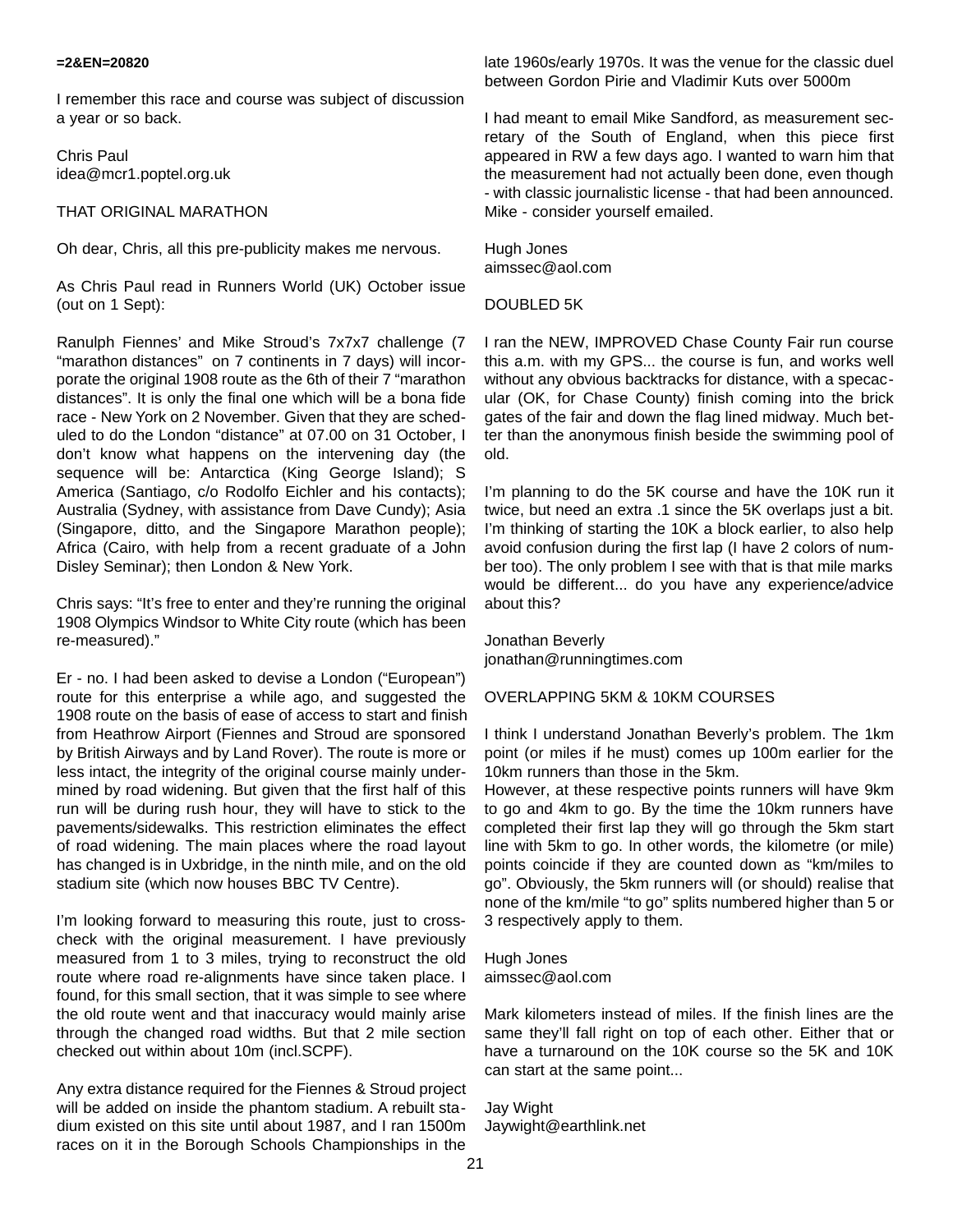**=2&EN=20820**

I remember this race and course was subject of discussion a year or so back.

Chris Paul
idea@mcr1.poptel.org.uk

THAT ORIGINAL MARATHON

Oh dear, Chris, all this pre-publicity makes me nervous.

As Chris Paul read in Runners World (UK) October issue (out on 1 Sept):

Ranulph Fiennes' and Mike Stroud's 7x7x7 challenge (7 "marathon distances" on 7 continents in 7 days) will incorporate the original 1908 route as the 6th of their 7 "marathon distances". It is only the final one which will be a bona fide race - New York on 2 November. Given that they are scheduled to do the London "distance" at 07.00 on 31 October, I don't know what happens on the intervening day (the sequence will be: Antarctica (King George Island); S America (Santiago, c/o Rodolfo Eichler and his contacts); Australia (Sydney, with assistance from Dave Cundy); Asia (Singapore, ditto, and the Singapore Marathon people); Africa (Cairo, with help from a recent graduate of a John Disley Seminar); then London & New York.

Chris says: "It's free to enter and they're running the original 1908 Olympics Windsor to White City route (which has been re-measured)."

Er - no. I had been asked to devise a London ("European") route for this enterprise a while ago, and suggested the 1908 route on the basis of ease of access to start and finish from Heathrow Airport (Fiennes and Stroud are sponsored by British Airways and by Land Rover). The route is more or less intact, the integrity of the original course mainly undermined by road widening. But given that the first half of this run will be during rush hour, they will have to stick to the pavements/sidewalks. This restriction eliminates the effect of road widening. The main places where the road layout has changed is in Uxbridge, in the ninth mile, and on the old stadium site (which now houses BBC TV Centre).

I'm looking forward to measuring this route, just to cross-check with the original measurement. I have previously measured from 1 to 3 miles, trying to reconstruct the old route where road re-alignments have since taken place. I found, for this small section, that it was simple to see where the old route went and that inaccuracy would mainly arise through the changed road widths. But that 2 mile section checked out within about 10m (incl.SCPF).

Any extra distance required for the Fiennes & Stroud project will be added on inside the phantom stadium. A rebuilt stadium existed on this site until about 1987, and I ran 1500m races on it in the Borough Schools Championships in the late 1960s/early 1970s. It was the venue for the classic duel between Gordon Pirie and Vladimir Kuts over 5000m

I had meant to email Mike Sandford, as measurement secretary of the South of England, when this piece first appeared in RW a few days ago. I wanted to warn him that the measurement had not actually been done, even though - with classic journalistic license - that had been announced. Mike - consider yourself emailed.

Hugh Jones
aimssec@aol.com

DOUBLED 5K

I ran the NEW, IMPROVED Chase County Fair run course this a.m. with my GPS... the course is fun, and works well without any obvious backtracks for distance, with a specacular (OK, for Chase County) finish coming into the brick gates of the fair and down the flag lined midway. Much better than the anonymous finish beside the swimming pool of old.

I'm planning to do the 5K course and have the 10K run it twice, but need an extra .1 since the 5K overlaps just a bit. I'm thinking of starting the 10K a block earlier, to also help avoid confusion during the first lap (I have 2 colors of number too). The only problem I see with that is that mile marks would be different... do you have any experience/advice about this?

Jonathan Beverly
jonathan@runningtimes.com

OVERLAPPING 5KM & 10KM COURSES

I think I understand Jonathan Beverly's problem. The 1km point (or miles if he must) comes up 100m earlier for the 10km runners than those in the 5km.
However, at these respective points runners will have 9km to go and 4km to go. By the time the 10km runners have completed their first lap they will go through the 5km start line with 5km to go. In other words, the kilometre (or mile) points coincide if they are counted down as "km/miles to go". Obviously, the 5km runners will (or should) realise that none of the km/mile "to go" splits numbered higher than 5 or 3 respectively apply to them.

Hugh Jones
aimssec@aol.com

Mark kilometers instead of miles. If the finish lines are the same they'll fall right on top of each other. Either that or have a turnaround on the 10K course so the 5K and 10K can start at the same point...

Jay Wight
Jaywight@earthlink.net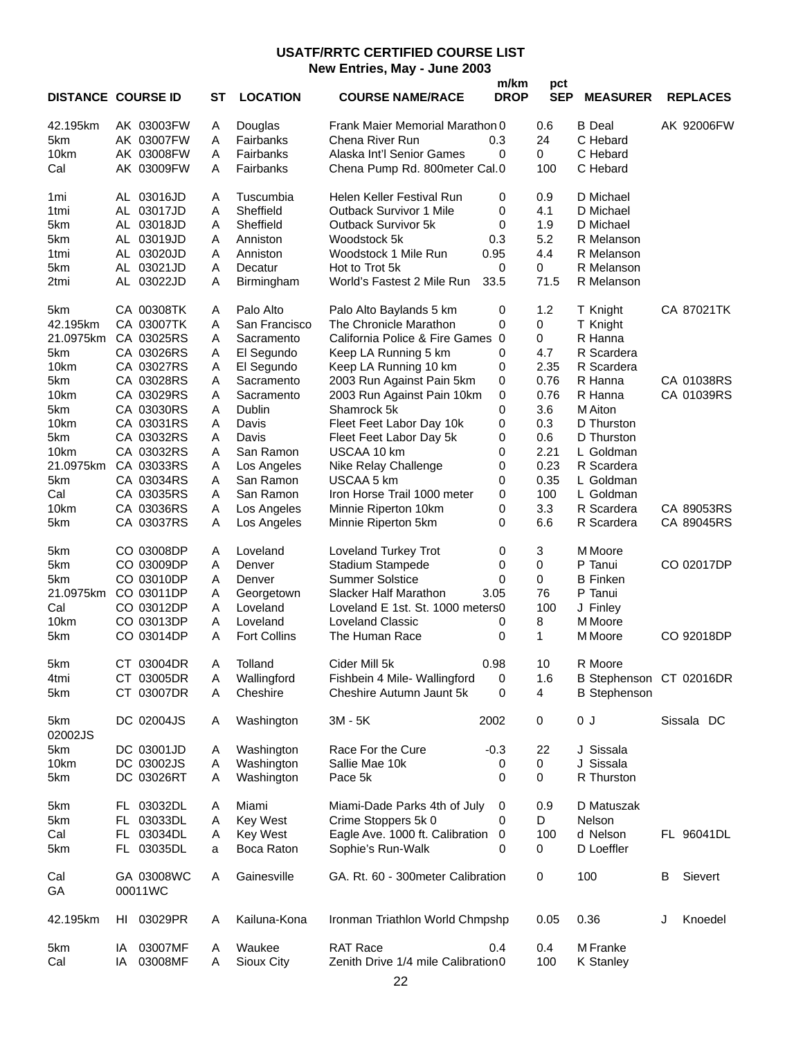**USATF/RRTC CERTIFIED COURSE LIST**
**New Entries, May - June 2003**

| DISTANCE | COURSE ID | ST | LOCATION | COURSE NAME/RACE | m/km DROP | pct SEP | MEASURER | REPLACES |
|---|---|---|---|---|---|---|---|---|
| 42.195km | AK 03003FW | A | Douglas | Frank Maier Memorial Marathon | 0 | 0.6 | B Deal | AK 92006FW |
| 5km | AK 03007FW | A | Fairbanks | Chena River Run | 0.3 | 24 | C Hebard | |
| 10km | AK 03008FW | A | Fairbanks | Alaska Int'l Senior Games | 0 | 0 | C Hebard | |
| Cal | AK 03009FW | A | Fairbanks | Chena Pump Rd. 800meter Cal. | 0 | 100 | C Hebard | |
| 1mi | AL 03016JD | A | Tuscumbia | Helen Keller Festival Run | 0 | 0.9 | D Michael | |
| 1tmi | AL 03017JD | A | Sheffield | Outback Survivor 1 Mile | 0 | 4.1 | D Michael | |
| 5km | AL 03018JD | A | Sheffield | Outback Survivor 5k | 0 | 1.9 | D Michael | |
| 5km | AL 03019JD | A | Anniston | Woodstock 5k | 0.3 | 5.2 | R Melanson | |
| 1tmi | AL 03020JD | A | Anniston | Woodstock 1 Mile Run | 0.95 | 4.4 | R Melanson | |
| 5km | AL 03021JD | A | Decatur | Hot to Trot 5k | 0 | 0 | R Melanson | |
| 2tmi | AL 03022JD | A | Birmingham | World's Fastest 2 Mile Run | 33.5 | 71.5 | R Melanson | |
| 5km | CA 00308TK | A | Palo Alto | Palo Alto Baylands 5 km | 0 | 1.2 | T Knight | CA 87021TK |
| 42.195km | CA 03007TK | A | San Francisco | The Chronicle Marathon | 0 | 0 | T Knight | |
| 21.0975km | CA 03025RS | A | Sacramento | California Police & Fire Games | 0 | 0 | R Hanna | |
| 5km | CA 03026RS | A | El Segundo | Keep LA Running 5 km | 0 | 4.7 | R Scardera | |
| 10km | CA 03027RS | A | El Segundo | Keep LA Running 10 km | 0 | 2.35 | R Scardera | |
| 5km | CA 03028RS | A | Sacramento | 2003 Run Against Pain 5km | 0 | 0.76 | R Hanna | CA 01038RS |
| 10km | CA 03029RS | A | Sacramento | 2003 Run Against Pain 10km | 0 | 0.76 | R Hanna | CA 01039RS |
| 5km | CA 03030RS | A | Dublin | Shamrock 5k | 0 | 3.6 | M Aiton | |
| 10km | CA 03031RS | A | Davis | Fleet Feet Labor Day 10k | 0 | 0.3 | D Thurston | |
| 5km | CA 03032RS | A | Davis | Fleet Feet Labor Day 5k | 0 | 0.6 | D Thurston | |
| 10km | CA 03032RS | A | San Ramon | USCAA 10 km | 0 | 2.21 | L Goldman | |
| 21.0975km | CA 03033RS | A | Los Angeles | Nike Relay Challenge | 0 | 0.23 | R Scardera | |
| 5km | CA 03034RS | A | San Ramon | USCAA 5 km | 0 | 0.35 | L Goldman | |
| Cal | CA 03035RS | A | San Ramon | Iron Horse Trail 1000 meter | 0 | 100 | L Goldman | |
| 10km | CA 03036RS | A | Los Angeles | Minnie Riperton 10km | 0 | 3.3 | R Scardera | CA 89053RS |
| 5km | CA 03037RS | A | Los Angeles | Minnie Riperton 5km | 0 | 6.6 | R Scardera | CA 89045RS |
| 5km | CO 03008DP | A | Loveland | Loveland Turkey Trot | 0 | 3 | M Moore | |
| 5km | CO 03009DP | A | Denver | Stadium Stampede | 0 | 0 | P Tanui | CO 02017DP |
| 5km | CO 03010DP | A | Denver | Summer Solstice | 0 | 0 | B Finken | |
| 21.0975km | CO 03011DP | A | Georgetown | Slacker Half Marathon | 3.05 | 76 | P Tanui | |
| Cal | CO 03012DP | A | Loveland | Loveland E 1st. St. 1000 meters | 0 | 100 | J Finley | |
| 10km | CO 03013DP | A | Loveland | Loveland Classic | 0 | 8 | M Moore | |
| 5km | CO 03014DP | A | Fort Collins | The Human Race | 0 | 1 | M Moore | CO 92018DP |
| 5km | CT 03004DR | A | Tolland | Cider Mill 5k | 0.98 | 10 | R Moore | |
| 4tmi | CT 03005DR | A | Wallingford | Fishbein 4 Mile- Wallingford | 0 | 1.6 | B Stephenson | CT 02016DR |
| 5km | CT 03007DR | A | Cheshire | Cheshire Autumn Jaunt 5k | 0 | 4 | B Stephenson | |
| 5km 02002JS | DC 02004JS | A | Washington | 3M - 5K | 2002 | 0 | 0 J | Sissala DC |
| 5km | DC 03001JD | A | Washington | Race For the Cure | -0.3 | 22 | J Sissala | |
| 10km | DC 03002JS | A | Washington | Sallie Mae 10k | 0 | 0 | J Sissala | |
| 5km | DC 03026RT | A | Washington | Pace 5k | 0 | 0 | R Thurston | |
| 5km | FL 03032DL | A | Miami | Miami-Dade Parks 4th of July | 0 | 0.9 | D Matuszak | |
| 5km | FL 03033DL | A | Key West | Crime Stoppers 5k 0 | 0 | D | Nelson | |
| Cal | FL 03034DL | A | Key West | Eagle Ave. 1000 ft. Calibration | 0 | 100 | d Nelson | FL 96041DL |
| 5km | FL 03035DL | a | Boca Raton | Sophie's Run-Walk | 0 | 0 | D Loeffler | |
| Cal GA | GA 03008WC 00011WC | A | Gainesville | GA. Rt. 60 - 300meter Calibration | | 0 | 100 | B Sievert |
| 42.195km | HI 03029PR | A | Kailuna-Kona | Ironman Triathlon World Chmpshp | | 0.05 | 0.36 | J Knoedel |
| 5km | IA 03007MF | A | Waukee | RAT Race | 0.4 | 0.4 | M Franke | |
| Cal | IA 03008MF | A | Sioux City | Zenith Drive 1/4 mile Calibration | 0 | 100 | K Stanley | |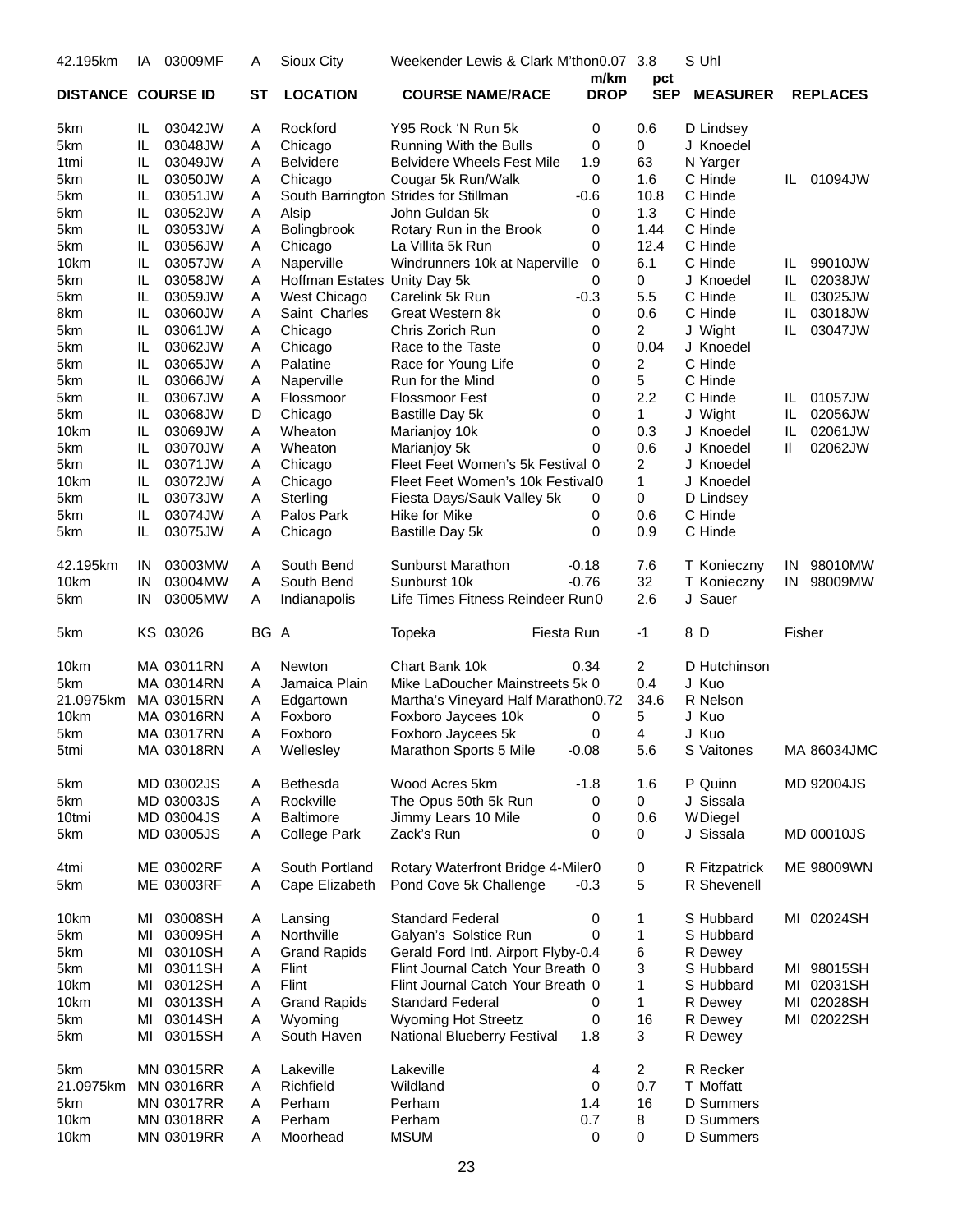| DISTANCE | COURSE ID | | ST | LOCATION | COURSE NAME/RACE | m/km DROP | pct SEP | MEASURER | REPLACES | |
|---|---|---|---|---|---|---|---|---|---|---|
| 42.195km | IA | 03009MF | A | Sioux City | Weekender Lewis & Clark M'thon | 0.07 | 3.8 | S Uhl | | |
| 5km | IL | 03042JW | A | Rockford | Y95 Rock 'N Run 5k | 0 | 0.6 | D Lindsey | | |
| 5km | IL | 03048JW | A | Chicago | Running With the Bulls | 0 | 0 | J Knoedel | | |
| 1tmi | IL | 03049JW | A | Belvidere | Belvidere Wheels Fest Mile | 1.9 | 63 | N Yarger | | |
| 5km | IL | 03050JW | A | Chicago | Cougar 5k Run/Walk | 0 | 1.6 | C Hinde | IL | 01094JW |
| 5km | IL | 03051JW | A | South Barrington | Strides for Stillman | -0.6 | 10.8 | C Hinde | | |
| 5km | IL | 03052JW | A | Alsip | John Guldan 5k | 0 | 1.3 | C Hinde | | |
| 5km | IL | 03053JW | A | Bolingbrook | Rotary Run in the Brook | 0 | 1.44 | C Hinde | | |
| 5km | IL | 03056JW | A | Chicago | La Villita 5k Run | 0 | 12.4 | C Hinde | | |
| 10km | IL | 03057JW | A | Naperville | Windrunners 10k at Naperville | 0 | 6.1 | C Hinde | IL | 99010JW |
| 5km | IL | 03058JW | A | Hoffman Estates | Unity Day 5k | 0 | 0 | J Knoedel | IL | 02038JW |
| 5km | IL | 03059JW | A | West Chicago | Carelink 5k Run | -0.3 | 5.5 | C Hinde | IL | 03025JW |
| 8km | IL | 03060JW | A | Saint Charles | Great Western 8k | 0 | 0.6 | C Hinde | IL | 03018JW |
| 5km | IL | 03061JW | A | Chicago | Chris Zorich Run | 0 | 2 | J Wight | IL | 03047JW |
| 5km | IL | 03062JW | A | Chicago | Race to the Taste | 0 | 0.04 | J Knoedel | | |
| 5km | IL | 03065JW | A | Palatine | Race for Young Life | 0 | 2 | C Hinde | | |
| 5km | IL | 03066JW | A | Naperville | Run for the Mind | 0 | 5 | C Hinde | | |
| 5km | IL | 03067JW | A | Flossmoor | Flossmoor Fest | 0 | 2.2 | C Hinde | IL | 01057JW |
| 5km | IL | 03068JW | D | Chicago | Bastille Day 5k | 0 | 1 | J Wight | IL | 02056JW |
| 10km | IL | 03069JW | A | Wheaton | Marianjoy 10k | 0 | 0.3 | J Knoedel | IL | 02061JW |
| 5km | IL | 03070JW | A | Wheaton | Marianjoy 5k | 0 | 0.6 | J Knoedel | Il | 02062JW |
| 5km | IL | 03071JW | A | Chicago | Fleet Feet Women's 5k Festival | 0 | 2 | J Knoedel | | |
| 10km | IL | 03072JW | A | Chicago | Fleet Feet Women's 10k Festival | 0 | 1 | J Knoedel | | |
| 5km | IL | 03073JW | A | Sterling | Fiesta Days/Sauk Valley 5k | 0 | 0 | D Lindsey | | |
| 5km | IL | 03074JW | A | Palos Park | Hike for Mike | 0 | 0.6 | C Hinde | | |
| 5km | IL | 03075JW | A | Chicago | Bastille Day 5k | 0 | 0.9 | C Hinde | | |
| 42.195km | IN | 03003MW | A | South Bend | Sunburst Marathon | -0.18 | 7.6 | T Konieczny | IN | 98010MW |
| 10km | IN | 03004MW | A | South Bend | Sunburst 10k | -0.76 | 32 | T Konieczny | IN | 98009MW |
| 5km | IN | 03005MW | A | Indianapolis | Life Times Fitness Reindeer Run | 0 | 2.6 | J Sauer | | |
| 5km | KS | 03026 | BG | A | Topeka | Fiesta Run | -1 | 8 D | Fisher | |
| 10km | MA | 03011RN | A | Newton | Chart Bank 10k | 0.34 | 2 | D Hutchinson | | |
| 5km | MA | 03014RN | A | Jamaica Plain | Mike LaDoucher Mainstreets 5k | 0 | 0.4 | J Kuo | | |
| 21.0975km | MA | 03015RN | A | Edgartown | Martha's Vineyard Half Marathon | 0.72 | 34.6 | R Nelson | | |
| 10km | MA | 03016RN | A | Foxboro | Foxboro Jaycees 10k | 0 | 5 | J Kuo | | |
| 5km | MA | 03017RN | A | Foxboro | Foxboro Jaycees 5k | 0 | 4 | J Kuo | | |
| 5tmi | MA | 03018RN | A | Wellesley | Marathon Sports 5 Mile | -0.08 | 5.6 | S Vaitones | MA | 86034JMC |
| 5km | MD | 03002JS | A | Bethesda | Wood Acres 5km | -1.8 | 1.6 | P Quinn | MD | 92004JS |
| 5km | MD | 03003JS | A | Rockville | The Opus 50th 5k Run | 0 | 0 | J Sissala | | |
| 10tmi | MD | 03004JS | A | Baltimore | Jimmy Lears 10 Mile | 0 | 0.6 | W Diegel | | |
| 5km | MD | 03005JS | A | College Park | Zack's Run | 0 | 0 | J Sissala | MD | 00010JS |
| 4tmi | ME | 03002RF | A | South Portland | Rotary Waterfront Bridge 4-Miler | 0 | 0 | R Fitzpatrick | ME | 98009WN |
| 5km | ME | 03003RF | A | Cape Elizabeth | Pond Cove 5k Challenge | -0.3 | 5 | R Shevenell | | |
| 10km | MI | 03008SH | A | Lansing | Standard Federal | 0 | 1 | S Hubbard | MI | 02024SH |
| 5km | MI | 03009SH | A | Northville | Galyan's Solstice Run | 0 | 1 | S Hubbard | | |
| 5km | MI | 03010SH | A | Grand Rapids | Gerald Ford Intl. Airport Flyby | -0.4 | 6 | R Dewey | | |
| 5km | MI | 03011SH | A | Flint | Flint Journal Catch Your Breath | 0 | 3 | S Hubbard | MI | 98015SH |
| 10km | MI | 03012SH | A | Flint | Flint Journal Catch Your Breath | 0 | 1 | S Hubbard | MI | 02031SH |
| 10km | MI | 03013SH | A | Grand Rapids | Standard Federal | 0 | 1 | R Dewey | MI | 02028SH |
| 5km | MI | 03014SH | A | Wyoming | Wyoming Hot Streetz | 0 | 16 | R Dewey | MI | 02022SH |
| 5km | MI | 03015SH | A | South Haven | National Blueberry Festival | 1.8 | 3 | R Dewey | | |
| 5km | MN | 03015RR | A | Lakeville | Lakeville | 4 | 2 | R Recker | | |
| 21.0975km | MN | 03016RR | A | Richfield | Wildland | 0 | 0.7 | T Moffatt | | |
| 5km | MN | 03017RR | A | Perham | Perham | 1.4 | 16 | D Summers | | |
| 10km | MN | 03018RR | A | Perham | Perham | 0.7 | 8 | D Summers | | |
| 10km | MN | 03019RR | A | Moorhead | MSUM | 0 | 0 | D Summers | | |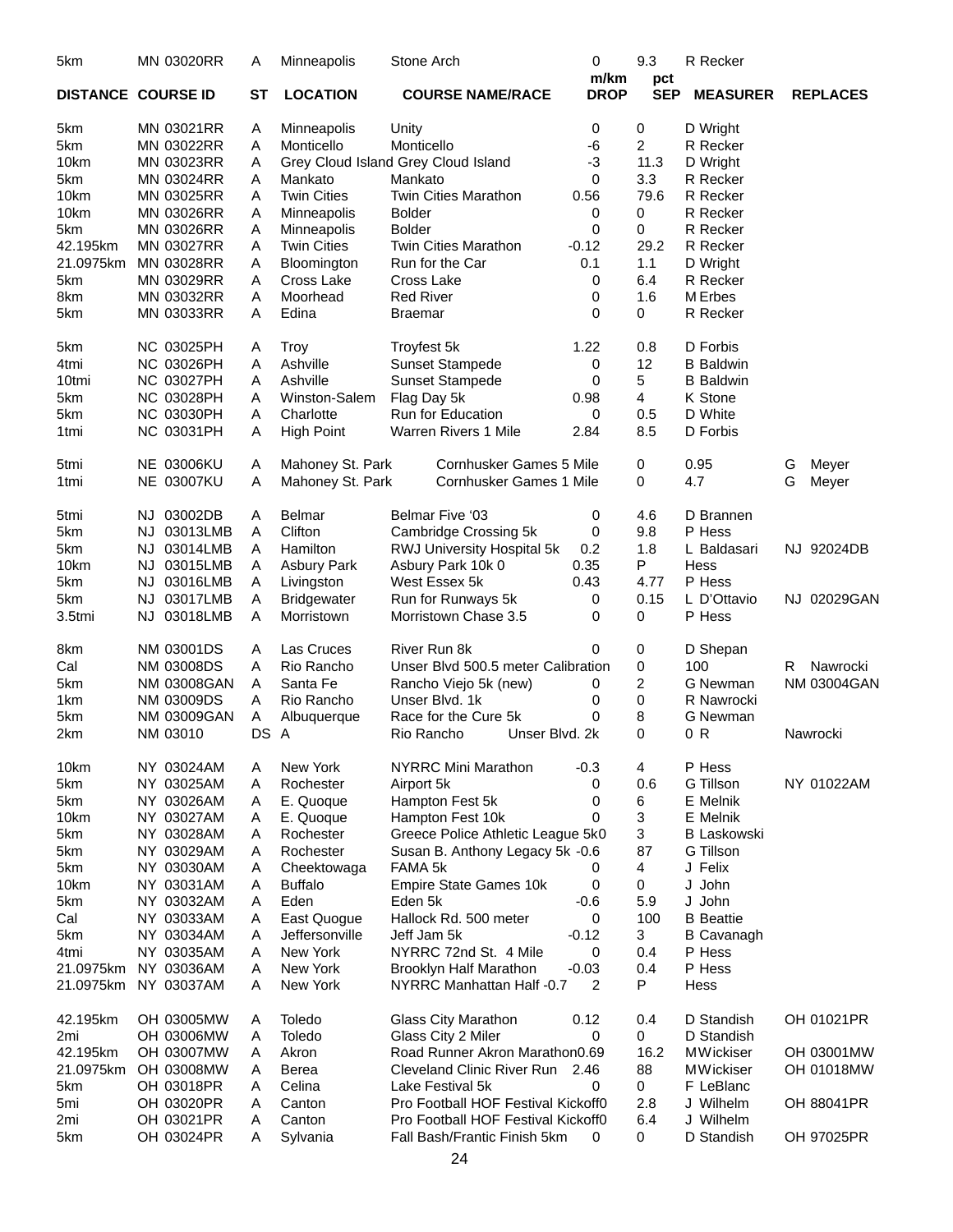| DISTANCE | COURSE ID | ST | LOCATION | COURSE NAME/RACE | m/km DROP | pct SEP | MEASURER | REPLACES |
|---|---|---|---|---|---|---|---|---|
| 5km | MN 03020RR | A | Minneapolis | Stone Arch | 0 | 9.3 | R Recker | |
| 5km | MN 03021RR | A | Minneapolis | Unity | 0 | 0 | D Wright | |
| 5km | MN 03022RR | A | Monticello | Monticello | -6 | 2 | R Recker | |
| 10km | MN 03023RR | A | Grey Cloud Island | Grey Cloud Island | -3 | 11.3 | D Wright | |
| 5km | MN 03024RR | A | Mankato | Mankato | 0 | 3.3 | R Recker | |
| 10km | MN 03025RR | A | Twin Cities | Twin Cities Marathon | 0.56 | 79.6 | R Recker | |
| 10km | MN 03026RR | A | Minneapolis | Bolder | 0 | 0 | R Recker | |
| 5km | MN 03026RR | A | Minneapolis | Bolder | 0 | 0 | R Recker | |
| 42.195km | MN 03027RR | A | Twin Cities | Twin Cities Marathon | -0.12 | 29.2 | R Recker | |
| 21.0975km | MN 03028RR | A | Bloomington | Run for the Car | 0.1 | 1.1 | D Wright | |
| 5km | MN 03029RR | A | Cross Lake | Cross Lake | 0 | 6.4 | R Recker | |
| 8km | MN 03032RR | A | Moorhead | Red River | 0 | 1.6 | M Erbes | |
| 5km | MN 03033RR | A | Edina | Braemar | 0 | 0 | R Recker | |
| 5km | NC 03025PH | A | Troy | Troyfest 5k | 1.22 | 0.8 | D Forbis | |
| 4tmi | NC 03026PH | A | Ashville | Sunset Stampede | 0 | 12 | B Baldwin | |
| 10tmi | NC 03027PH | A | Ashville | Sunset Stampede | 0 | 5 | B Baldwin | |
| 5km | NC 03028PH | A | Winston-Salem | Flag Day 5k | 0.98 | 4 | K Stone | |
| 5km | NC 03030PH | A | Charlotte | Run for Education | 0 | 0.5 | D White | |
| 1tmi | NC 03031PH | A | High Point | Warren Rivers 1 Mile | 2.84 | 8.5 | D Forbis | |
| 5tmi | NE 03006KU | A | Mahoney St. Park | Cornhusker Games 5 Mile | 0 | 0.95 | G Meyer | |
| 1tmi | NE 03007KU | A | Mahoney St. Park | Cornhusker Games 1 Mile | 0 | 4.7 | G Meyer | |
| 5tmi | NJ 03002DB | A | Belmar | Belmar Five ‘03 | 0 | 4.6 | D Brannen | |
| 5km | NJ 03013LMB | A | Clifton | Cambridge Crossing 5k | 0 | 9.8 | P Hess | |
| 5km | NJ 03014LMB | A | Hamilton | RWJ University Hospital 5k | 0.2 | 1.8 | L Baldasari | NJ 92024DB |
| 10km | NJ 03015LMB | A | Asbury Park | Asbury Park 10k 0 | 0.35 | P | Hess | |
| 5km | NJ 03016LMB | A | Livingston | West Essex 5k | 0.43 | 4.77 | P Hess | |
| 5km | NJ 03017LMB | A | Bridgewater | Run for Runways 5k | 0 | 0.15 | L D'Ottavio | NJ 02029GAN |
| 3.5tmi | NJ 03018LMB | A | Morristown | Morristown Chase 3.5 | 0 | 0 | P Hess | |
| 8km | NM 03001DS | A | Las Cruces | River Run 8k | 0 | 0 | D Shepan | |
| Cal | NM 03008DS | A | Rio Rancho | Unser Blvd 500.5 meter Calibration | | 0 | 100 | R Nawrocki |
| 5km | NM 03008GAN | A | Santa Fe | Rancho Viejo 5k (new) | 0 | 2 | G Newman | NM 03004GAN |
| 1km | NM 03009DS | A | Rio Rancho | Unser Blvd. 1k | 0 | 0 | R Nawrocki | |
| 5km | NM 03009GAN | A | Albuquerque | Race for the Cure 5k | 0 | 8 | G Newman | |
| 2km | NM 03010 | DS A | Rio Rancho | Unser Blvd. 2k | 0 | 0 R | | Nawrocki |
| 10km | NY 03024AM | A | New York | NYRRC Mini Marathon | -0.3 | 4 | P Hess | |
| 5km | NY 03025AM | A | Rochester | Airport 5k | 0 | 0.6 | G Tillson | NY 01022AM |
| 5km | NY 03026AM | A | E. Quoque | Hampton Fest 5k | 0 | 6 | E Melnik | |
| 10km | NY 03027AM | A | E. Quoque | Hampton Fest 10k | 0 | 3 | E Melnik | |
| 5km | NY 03028AM | A | Rochester | Greece Police Athletic League 5k0 | | 3 | B Laskowski | |
| 5km | NY 03029AM | A | Rochester | Susan B. Anthony Legacy 5k -0.6 | | 87 | G Tillson | |
| 5km | NY 03030AM | A | Cheektowaga | FAMA 5k | 0 | 4 | J Felix | |
| 10km | NY 03031AM | A | Buffalo | Empire State Games 10k | 0 | 0 | J John | |
| 5km | NY 03032AM | A | Eden | Eden 5k | -0.6 | 5.9 | J John | |
| Cal | NY 03033AM | A | East Quogue | Hallock Rd. 500 meter | 0 | 100 | B Beattie | |
| 5km | NY 03034AM | A | Jeffersonville | Jeff Jam 5k | -0.12 | 3 | B Cavanagh | |
| 4tmi | NY 03035AM | A | New York | NYRRC 72nd St. 4 Mile | 0 | 0.4 | P Hess | |
| 21.0975km | NY 03036AM | A | New York | Brooklyn Half Marathon | -0.03 | 0.4 | P Hess | |
| 21.0975km | NY 03037AM | A | New York | NYRRC Manhattan Half -0.7 | 2 | P | Hess | |
| 42.195km | OH 03005MW | A | Toledo | Glass City Marathon | 0.12 | 0.4 | D Standish | OH 01021PR |
| 2mi | OH 03006MW | A | Toledo | Glass City 2 Miler | 0 | 0 | D Standish | |
| 42.195km | OH 03007MW | A | Akron | Road Runner Akron Marathon0.69 | | 16.2 | M Wickiser | OH 03001MW |
| 21.0975km | OH 03008MW | A | Berea | Cleveland Clinic River Run | 2.46 | 88 | M Wickiser | OH 01018MW |
| 5km | OH 03018PR | A | Celina | Lake Festival 5k | 0 | 0 | F LeBlanc | |
| 5mi | OH 03020PR | A | Canton | Pro Football HOF Festival Kickoff0 | | 2.8 | J Wilhelm | OH 88041PR |
| 2mi | OH 03021PR | A | Canton | Pro Football HOF Festival Kickoff0 | | 6.4 | J Wilhelm | |
| 5km | OH 03024PR | A | Sylvania | Fall Bash/Frantic Finish 5km | 0 | 0 | D Standish | OH 97025PR |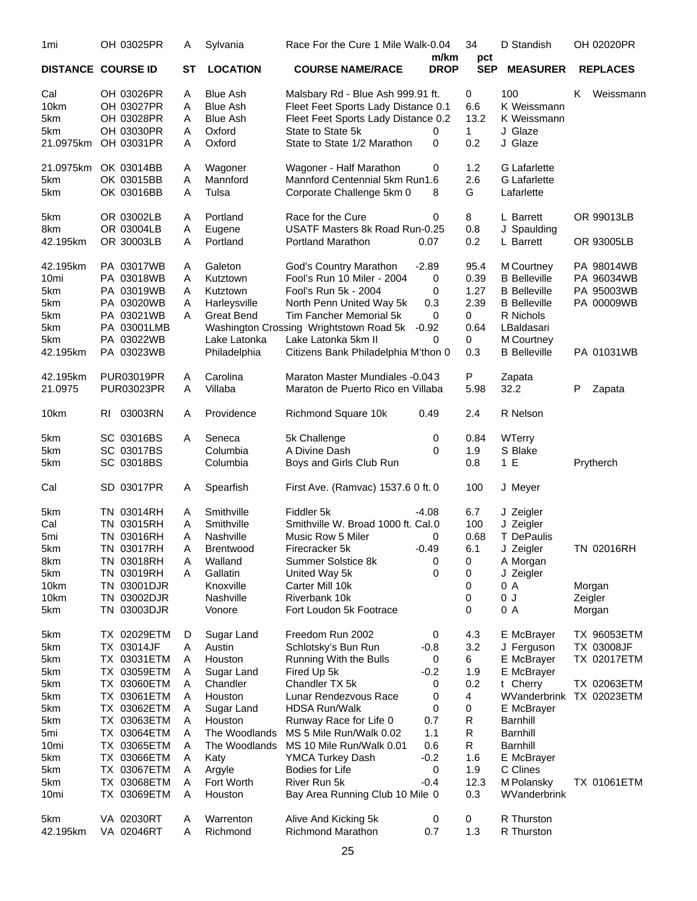| DISTANCE | COURSE ID | ST | LOCATION | COURSE NAME/RACE | m/km DROP | pct SEP | MEASURER | REPLACES |
|---|---|---|---|---|---|---|---|---|
| 1mi | OH 03025PR | A | Sylvania | Race For the Cure 1 Mile Walk-0.04 | | 34 | D Standish | OH 02020PR |
| Cal | OH 03026PR | A | Blue Ash | Malsbary Rd - Blue Ash 999.91 ft. | | 0 | 100 | K Weissmann |
| 10km | OH 03027PR | A | Blue Ash | Fleet Feet Sports Lady Distance 0.1 | | 6.6 | K Weissmann | |
| 5km | OH 03028PR | A | Blue Ash | Fleet Feet Sports Lady Distance 0.2 | | 13.2 | K Weissmann | |
| 5km | OH 03030PR | A | Oxford | State to State 5k | 0 | 1 | J Glaze | |
| 21.0975km | OH 03031PR | A | Oxford | State to State 1/2 Marathon | 0 | 0.2 | J Glaze | |
| 21.0975km | OK 03014BB | A | Wagoner | Wagoner - Half Marathon | 0 | 1.2 | G Lafarlette | |
| 5km | OK 03015BB | A | Mannford | Mannford Centennial 5km Run1.6 | | 2.6 | G Lafarlette | |
| 5km | OK 03016BB | A | Tulsa | Corporate Challenge 5km 0 | 8 | G | Lafarlette | |
| 5km | OR 03002LB | A | Portland | Race for the Cure | 0 | 8 | L Barrett | OR 99013LB |
| 8km | OR 03004LB | A | Eugene | USATF Masters 8k Road Run-0.25 | | 0.8 | J Spaulding | |
| 42.195km | OR 30003LB | A | Portland | Portland Marathon | 0.07 | 0.2 | L Barrett | OR 93005LB |
| 42.195km | PA 03017WB | A | Galeton | God's Country Marathon | -2.89 | 95.4 | M Courtney | PA 98014WB |
| 10mi | PA 03018WB | A | Kutztown | Fool's Run 10 Miler - 2004 | 0 | 0.39 | B Belleville | PA 96034WB |
| 5km | PA 03019WB | A | Kutztown | Fool's Run 5k - 2004 | 0 | 1.27 | B Belleville | PA 95003WB |
| 5km | PA 03020WB | A | Harleysville | North Penn United Way 5k | 0.3 | 2.39 | B Belleville | PA 00009WB |
| 5km | PA 03021WB | A | Great Bend | Tim Fancher Memorial 5k | 0 | 0 | R Nichols | |
| 5km | PA 03001LMB | | Washington Crossing | Wrightstown Road 5k | -0.92 | 0.64 | LBaldasari | |
| 5km | PA 03022WB | | Lake Latonka | Lake Latonka 5km II | 0 | 0 | M Courtney | |
| 42.195km | PA 03023WB | | Philadelphia | Citizens Bank Philadelphia M'thon 0 | | 0.3 | B Belleville | PA 01031WB |
| 42.195km | PUR03019PR | A | Carolina | Maraton Master Mundiales -0.043 | | P | Zapata | |
| 21.0975 | PUR03023PR | A | Villaba | Maraton de Puerto Rico en Villaba | | 5.98 | 32.2 | P Zapata |
| 10km | RI 03003RN | A | Providence | Richmond Square 10k | 0.49 | 2.4 | R Nelson | |
| 5km | SC 03016BS | A | Seneca | 5k Challenge | 0 | 0.84 | WTerry | |
| 5km | SC 03017BS | | Columbia | A Divine Dash | 0 | 1.9 | S Blake | |
| 5km | SC 03018BS | | Columbia | Boys and Girls Club Run | | 0.8 | 1 E | Prytherch |
| Cal | SD 03017PR | A | Spearfish | First Ave. (Ramvac) 1537.6 0 ft. 0 | | 100 | J Meyer | |
| 5km | TN 03014RH | A | Smithville | Fiddler 5k | -4.08 | 6.7 | J Zeigler | |
| Cal | TN 03015RH | A | Smithville | Smithville W. Broad 1000 ft. Cal. 0 | | 100 | J Zeigler | |
| 5mi | TN 03016RH | A | Nashville | Music Row 5 Miler | 0 | 0.68 | T DePaulis | |
| 5km | TN 03017RH | A | Brentwood | Firecracker 5k | -0.49 | 6.1 | J Zeigler | TN 02016RH |
| 8km | TN 03018RH | A | Walland | Summer Solstice 8k | 0 | 0 | A Morgan | |
| 5km | TN 03019RH | A | Gallatin | United Way 5k | 0 | 0 | J Zeigler | |
| 10km | TN 03001DJR | | Knoxville | Carter Mill 10k | | 0 | 0 A | Morgan |
| 10km | TN 03002DJR | | Nashville | Riverbank 10k | | 0 | 0 J | Zeigler |
| 5km | TN 03003DJR | | Vonore | Fort Loudon 5k Footrace | | 0 | 0 A | Morgan |
| 5km | TX 02029ETM | D | Sugar Land | Freedom Run 2002 | 0 | 4.3 | E McBrayer | TX 96053ETM |
| 5km | TX 03014JF | A | Austin | Schlotsky's Bun Run | -0.8 | 3.2 | J Ferguson | TX 03008JF |
| 5km | TX 03031ETM | A | Houston | Running With the Bulls | 0 | 6 | E McBrayer | TX 02017ETM |
| 5km | TX 03059ETM | A | Sugar Land | Fired Up 5k | -0.2 | 1.9 | E McBrayer | |
| 5km | TX 03060ETM | A | Chandler | Chandler TX 5k | 0 | 0.2 | t Cherry | TX 02063ETM |
| 5km | TX 03061ETM | A | Houston | Lunar Rendezvous Race | 0 | 4 | WVanderbrink | TX 02023ETM |
| 5km | TX 03062ETM | A | Sugar Land | HDSA Run/Walk | 0 | 0 | E McBrayer | |
| 5km | TX 03063ETM | A | Houston | Runway Race for Life 0 | 0.7 | R | Barnhill | |
| 5mi | TX 03064ETM | A | The Woodlands | MS 5 Mile Run/Walk 0.02 | 1.1 | R | Barnhill | |
| 10mi | TX 03065ETM | A | The Woodlands | MS 10 Mile Run/Walk 0.01 | 0.6 | R | Barnhill | |
| 5km | TX 03066ETM | A | Katy | YMCA Turkey Dash | -0.2 | 1.6 | E McBrayer | |
| 5km | TX 03067ETM | A | Argyle | Bodies for Life | 0 | 1.9 | C Clines | |
| 5km | TX 03068ETM | A | Fort Worth | River Run 5k | -0.4 | 12.3 | M Polansky | TX 01061ETM |
| 10mi | TX 03069ETM | A | Houston | Bay Area Running Club 10 Mile 0 | | 0.3 | WVanderbrink | |
| 5km | VA 02030RT | A | Warrenton | Alive And Kicking 5k | 0 | 0 | R Thurston | |
| 42.195km | VA 02046RT | A | Richmond | Richmond Marathon | 0.7 | 1.3 | R Thurston | |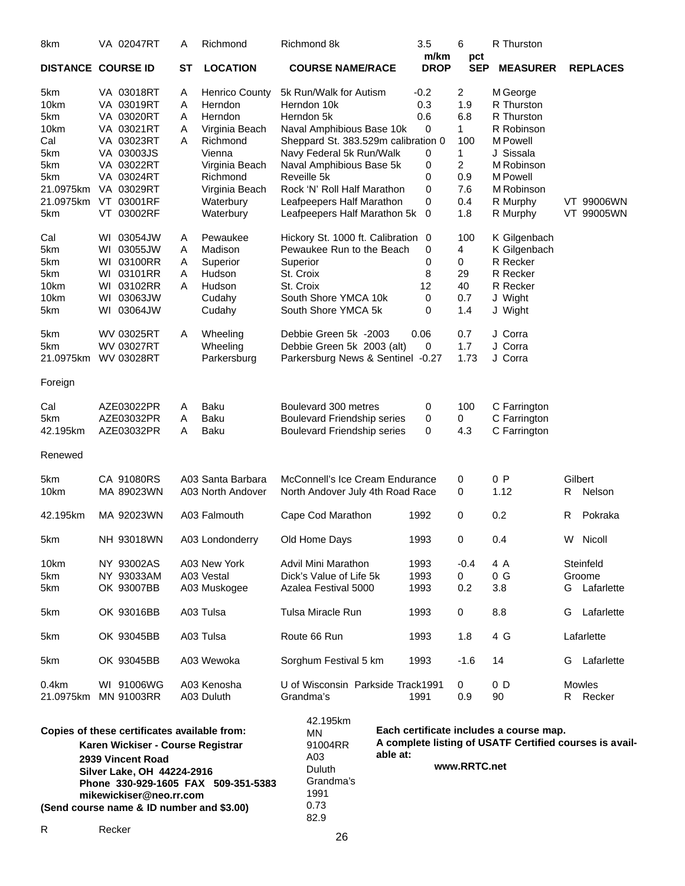| DISTANCE | COURSE ID | ST | LOCATION | COURSE NAME/RACE | m/km DROP | pct SEP | MEASURER | REPLACES |
|---|---|---|---|---|---|---|---|---|
| 8km | VA 02047RT | A | Richmond | Richmond 8k | 3.5 | 6 | R Thurston | |
| 5km | VA 03018RT | A | Henrico County | 5k Run/Walk for Autism | -0.2 | 2 | M George | |
| 10km | VA 03019RT | A | Herndon | Herndon 10k | 0.3 | 1.9 | R Thurston | |
| 5km | VA 03020RT | A | Herndon | Herndon 5k | 0.6 | 6.8 | R Thurston | |
| 10km | VA 03021RT | A | Virginia Beach | Naval Amphibious Base 10k | 0 | 1 | R Robinson | |
| Cal | VA 03023RT | A | Richmond | Sheppard St. 383.529m calibration | 0 | 100 | M Powell | |
| 5km | VA 03003JS | | Vienna | Navy Federal 5k Run/Walk | 0 | 1 | J Sissala | |
| 5km | VA 03022RT | | Virginia Beach | Naval Amphibious Base 5k | 0 | 2 | M Robinson | |
| 5km | VA 03024RT | | Richmond | Reveille 5k | 0 | 0.9 | M Powell | |
| 21.0975km | VA 03029RT | | Virginia Beach | Rock 'N' Roll Half Marathon | 0 | 7.6 | M Robinson | |
| 21.0975km | VT 03001RF | | Waterbury | Leafpeepers Half Marathon | 0 | 0.4 | R Murphy | VT 99006WN |
| 5km | VT 03002RF | | Waterbury | Leafpeepers Half Marathon 5k | 0 | 1.8 | R Murphy | VT 99005WN |
| Cal | WI 03054JW | A | Pewaukee | Hickory St. 1000 ft. Calibration | 0 | 100 | K Gilgenbach | |
| 5km | WI 03055JW | A | Madison | Pewaukee Run to the Beach | 0 | 4 | K Gilgenbach | |
| 5km | WI 03100RR | A | Superior | Superior | 0 | 0 | R Recker | |
| 5km | WI 03101RR | A | Hudson | St. Croix | 8 | 29 | R Recker | |
| 10km | WI 03102RR | A | Hudson | St. Croix | 12 | 40 | R Recker | |
| 10km | WI 03063JW | | Cudahy | South Shore YMCA 10k | 0 | 0.7 | J Wight | |
| 5km | WI 03064JW | | Cudahy | South Shore YMCA 5k | 0 | 1.4 | J Wight | |
| 5km | WV 03025RT | A | Wheeling | Debbie Green 5k -2003 | 0.06 | 0.7 | J Corra | |
| 5km | WV 03027RT | | Wheeling | Debbie Green 5k 2003 (alt) | 0 | 1.7 | J Corra | |
| 21.0975km | WV 03028RT | | Parkersburg | Parkersburg News & Sentinel | -0.27 | 1.73 | J Corra | |

Foreign

| DISTANCE | COURSE ID | ST | LOCATION | COURSE NAME/RACE | m/km DROP | pct SEP | MEASURER | REPLACES |
|---|---|---|---|---|---|---|---|---|
| Cal | AZE03022PR | A | Baku | Boulevard 300 metres | 0 | 100 | C Farrington | |
| 5km | AZE03032PR | A | Baku | Boulevard Friendship series | 0 | 0 | C Farrington | |
| 42.195km | AZE03032PR | A | Baku | Boulevard Friendship series | 0 | 4.3 | C Farrington | |

Renewed

| DISTANCE | COURSE ID | LOCATION | COURSE NAME/RACE | | | | |
|---|---|---|---|---|---|---|---|
| 5km | CA 91080RS | A03 Santa Barbara | McConnell's Ice Cream Endurance | 0 | 0 P | Gilbert | |
| 10km | MA 89023WN | A03 North Andover | North Andover July 4th Road Race | 0 | 1.12 | R Nelson | |
| 42.195km | MA 92023WN | A03 Falmouth | Cape Cod Marathon | 1992 | 0 | 0.2 | R Pokraka |
| 5km | NH 93018WN | A03 Londonderry | Old Home Days | 1993 | 0 | 0.4 | W Nicoll |
| 10km | NY 93002AS | A03 New York | Advil Mini Marathon | 1993 | -0.4 | 4 A | Steinfeld |
| 5km | NY 93033AM | A03 Vestal | Dick's Value of Life 5k | 1993 | 0 | 0 G | Groome |
| 5km | OK 93007BB | A03 Muskogee | Azalea Festival 5000 | 1993 | 0.2 | 3.8 | G Lafarlette |
| 5km | OK 93016BB | A03 Tulsa | Tulsa Miracle Run | 1993 | 0 | 8.8 | G Lafarlette |
| 5km | OK 93045BB | A03 Tulsa | Route 66 Run | 1993 | 1.8 | 4 G | Lafarlette |
| 5km | OK 93045BB | A03 Wewoka | Sorghum Festival 5 km | 1993 | -1.6 | 14 | G Lafarlette |
| 0.4km | WI 91006WG | A03 Kenosha | U of Wisconsin Parkside Track | 1991 | 0 | 0 D | Mowles |
| 21.0975km | MN 91003RR | A03 Duluth | Grandma's | 1991 | 0.9 | 90 | R Recker |
| 42.195km | MN 91004RR | A03 Duluth | Grandma's | 1991 | 0.73 | 82.9 | R Recker |

**Copies of these certificates available from:**

**Karen Wickiser - Course Registrar**
**2939 Vincent Road**
**Silver Lake, OH 44224-2916**
**Phone 330-929-1605 FAX 509-351-5383**
**mikewickiser@neo.rr.com**
**(Send course name & ID number and $3.00)**

**Each certificate includes a course map.**
**A complete listing of USATF Certified courses is available at:**

**www.RRTC.net**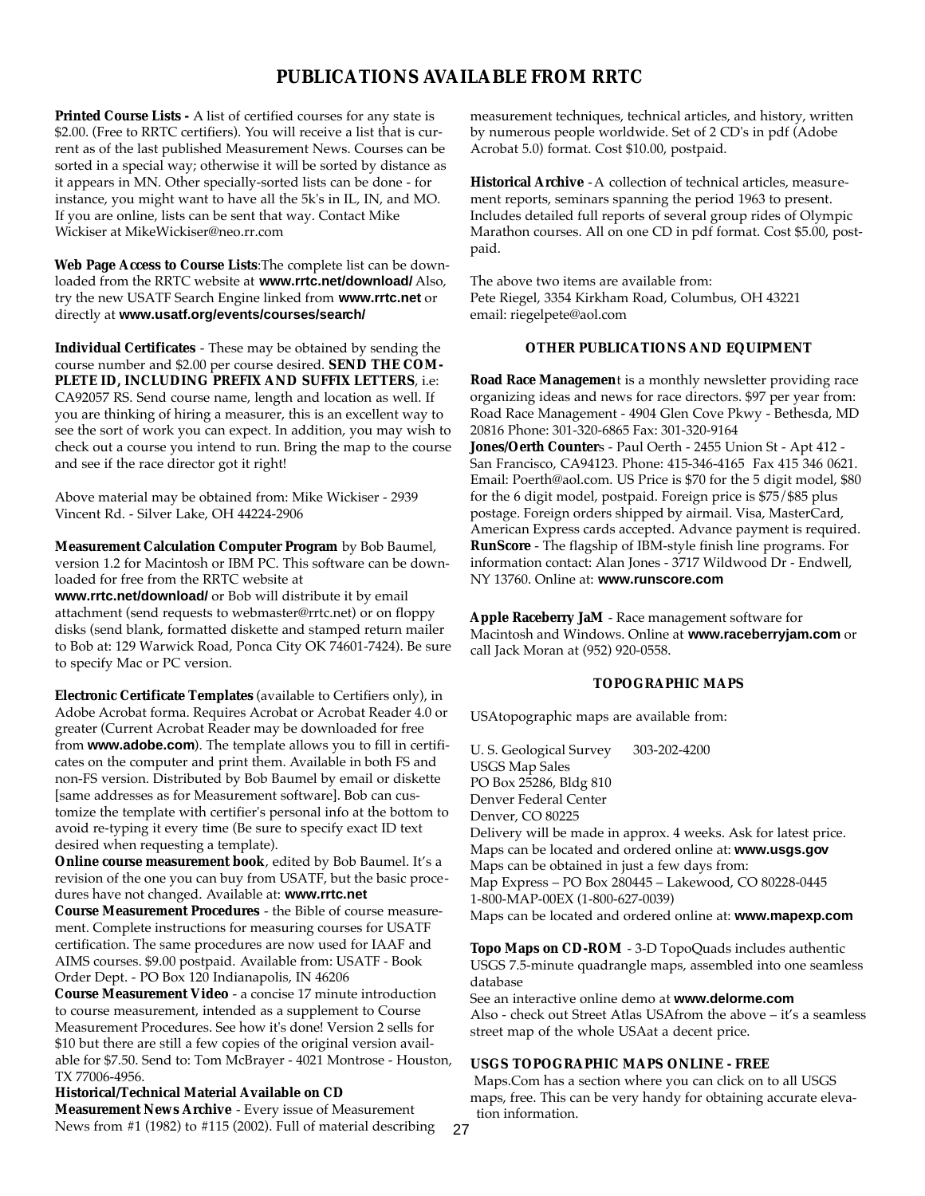# PUBLICATIONS AVAILABLE FROM RRTC

**Printed Course Lists -** A list of certified courses for any state is $2.00. (Free to RRTC certifiers). You will receive a list that is current as of the last published Measurement News. Courses can be sorted in a special way; otherwise it will be sorted by distance as it appears in MN. Other specially-sorted lists can be done - for instance, you might want to have all the 5k's in IL, IN, and MO. If you are online, lists can be sent that way. Contact Mike Wickiser at MikeWickiser@neo.rr.com

**Web Page Access to Course Lists**:The complete list can be downloaded from the RRTC website at **www.rrtc.net/download/** Also, try the new USATF Search Engine linked from **www.rrtc.net** or directly at **www.usatf.org/events/courses/search/**

**Individual Certificates** - These may be obtained by sending the course number and $2.00 per course desired. **SEND THE COMPLETE ID, INCLUDING PREFIX AND SUFFIX LETTERS**, i.e: CA92057 RS. Send course name, length and location as well. If you are thinking of hiring a measurer, this is an excellent way to see the sort of work you can expect. In addition, you may wish to check out a course you intend to run. Bring the map to the course and see if the race director got it right!

Above material may be obtained from: Mike Wickiser - 2939 Vincent Rd. - Silver Lake, OH 44224-2906

**Measurement Calculation Computer Program** by Bob Baumel, version 1.2 for Macintosh or IBM PC. This software can be downloaded for free from the RRTC website at **www.rrtc.net/download/** or Bob will distribute it by email attachment (send requests to webmaster@rrtc.net) or on floppy disks (send blank, formatted diskette and stamped return mailer to Bob at: 129 Warwick Road, Ponca City OK 74601-7424). Be sure to specify Mac or PC version.

**Electronic Certificate Templates** (available to Certifiers only), in Adobe Acrobat forma. Requires Acrobat or Acrobat Reader 4.0 or greater (Current Acrobat Reader may be downloaded for free from **www.adobe.com**). The template allows you to fill in certificates on the computer and print them. Available in both FS and non-FS version. Distributed by Bob Baumel by email or diskette [same addresses as for Measurement software]. Bob can customize the template with certifier's personal info at the bottom to avoid re-typing it every time (Be sure to specify exact ID text desired when requesting a template).

**Online course measurement book**, edited by Bob Baumel. It's a revision of the one you can buy from USATF, but the basic procedures have not changed. Available at: **www.rrtc.net**

**Course Measurement Procedures** - the Bible of course measurement. Complete instructions for measuring courses for USATF certification. The same procedures are now used for IAAF and AIMS courses. $9.00 postpaid. Available from: USATF - Book Order Dept. - PO Box 120 Indianapolis, IN 46206

**Course Measurement Video** - a concise 17 minute introduction to course measurement, intended as a supplement to Course Measurement Procedures. See how it's done! Version 2 sells for $10 but there are still a few copies of the original version available for $7.50. Send to: Tom McBrayer - 4021 Montrose - Houston, TX 77006-4956.

**Historical/Technical Material Available on CD**

**Measurement News Archive** - Every issue of Measurement News from #1 (1982) to #115 (2002). Full of material describing measurement techniques, technical articles, and history, written by numerous people worldwide. Set of 2 CD's in pdf (Adobe Acrobat 5.0) format. Cost $10.00, postpaid.

**Historical Archive** - A collection of technical articles, measurement reports, seminars spanning the period 1963 to present. Includes detailed full reports of several group rides of Olympic Marathon courses. All on one CD in pdf format. Cost $5.00, postpaid.

The above two items are available from:
Pete Riegel, 3354 Kirkham Road, Columbus, OH 43221
email: riegelpete@aol.com

## OTHER PUBLICATIONS AND EQUIPMENT

**Road Race Managemen**t is a monthly newsletter providing race organizing ideas and news for race directors. $97 per year from: Road Race Management - 4904 Glen Cove Pkwy - Bethesda, MD 20816 Phone: 301-320-6865 Fax: 301-320-9164

**Jones/Oerth Counter**s - Paul Oerth - 2455 Union St - Apt 412 - San Francisco, CA94123. Phone: 415-346-4165 Fax 415 346 0621. Email: Poerth@aol.com. US Price is $70 for the 5 digit model, $80 for the 6 digit model, postpaid. Foreign price is $75/$85 plus postage. Foreign orders shipped by airmail. Visa, MasterCard, American Express cards accepted. Advance payment is required.

**RunScore** - The flagship of IBM-style finish line programs. For information contact: Alan Jones - 3717 Wildwood Dr - Endwell, NY 13760. Online at: **www.runscore.com**

**Apple Raceberry JaM** - Race management software for Macintosh and Windows. Online at **www.raceberryjam.com** or call Jack Moran at (952) 920-0558.

## TOPOGRAPHIC MAPS

USAtopographic maps are available from:

U. S. Geological Survey 303-202-4200
USGS Map Sales
PO Box 25286, Bldg 810
Denver Federal Center
Denver, CO 80225
Delivery will be made in approx. 4 weeks. Ask for latest price.
Maps can be located and ordered online at: **www.usgs.gov**
Maps can be obtained in just a few days from:
Map Express – PO Box 280445 – Lakewood, CO 80228-0445
1-800-MAP-00EX (1-800-627-0039)
Maps can be located and ordered online at: **www.mapexp.com**

**Topo Maps on CD-ROM** - 3-D TopoQuads includes authentic USGS 7.5-minute quadrangle maps, assembled into one seamless database
See an interactive online demo at **www.delorme.com**
Also - check out Street Atlas USAfrom the above – it's a seamless street map of the whole USAat a decent price.

## USGS TOPOGRAPHIC MAPS ONLINE - FREE

Maps.Com has a section where you can click on to all USGS maps, free. This can be very handy for obtaining accurate elevation information.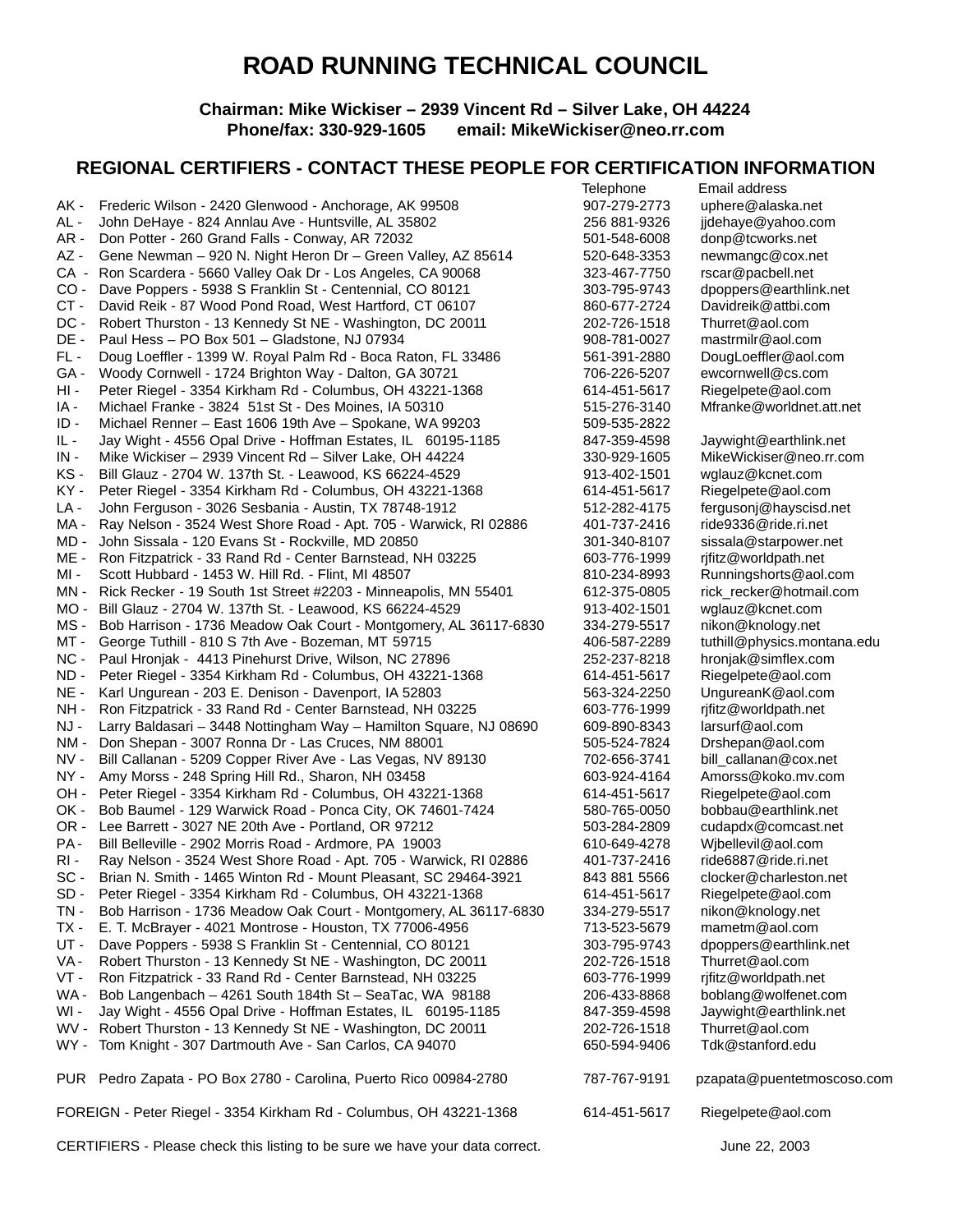# ROAD RUNNING TECHNICAL COUNCIL

**Chairman: Mike Wickiser – 2939 Vincent Rd – Silver Lake, OH 44224**
**Phone/fax: 330-929-1605 email: MikeWickiser@neo.rr.com**

## REGIONAL CERTIFIERS - CONTACT THESE PEOPLE FOR CERTIFICATION INFORMATION

| | | Telephone | Email address |
|---|---|---|---|
| AK - | Frederic Wilson - 2420 Glenwood - Anchorage, AK 99508 | 907-279-2773 | uphere@alaska.net |
| AL - | John DeHaye - 824 Annlau Ave - Huntsville, AL 35802 | 256 881-9326 | jjdehaye@yahoo.com |
| AR - | Don Potter - 260 Grand Falls - Conway, AR 72032 | 501-548-6008 | donp@tcworks.net |
| AZ - | Gene Newman – 920 N. Night Heron Dr – Green Valley, AZ 85614 | 520-648-3353 | newmangc@cox.net |
| CA - | Ron Scardera - 5660 Valley Oak Dr - Los Angeles, CA 90068 | 323-467-7750 | rscar@pacbell.net |
| CO - | Dave Poppers - 5938 S Franklin St - Centennial, CO 80121 | 303-795-9743 | dpoppers@earthlink.net |
| CT - | David Reik - 87 Wood Pond Road, West Hartford, CT 06107 | 860-677-2724 | Davidreik@attbi.com |
| DC - | Robert Thurston - 13 Kennedy St NE - Washington, DC 20011 | 202-726-1518 | Thurret@aol.com |
| DE - | Paul Hess – PO Box 501 – Gladstone, NJ 07934 | 908-781-0027 | mastrmilr@aol.com |
| FL - | Doug Loeffler - 1399 W. Royal Palm Rd - Boca Raton, FL 33486 | 561-391-2880 | DougLoeffler@aol.com |
| GA - | Woody Cornwell - 1724 Brighton Way - Dalton, GA 30721 | 706-226-5207 | ewcornwell@cs.com |
| HI - | Peter Riegel - 3354 Kirkham Rd - Columbus, OH 43221-1368 | 614-451-5617 | Riegelpete@aol.com |
| IA - | Michael Franke - 3824 51st St - Des Moines, IA 50310 | 515-276-3140 | Mfranke@worldnet.att.net |
| ID - | Michael Renner – East 1606 19th Ave – Spokane, WA 99203 | 509-535-2822 | |
| IL - | Jay Wight - 4556 Opal Drive - Hoffman Estates, IL 60195-1185 | 847-359-4598 | Jaywight@earthlink.net |
| IN - | Mike Wickiser – 2939 Vincent Rd – Silver Lake, OH 44224 | 330-929-1605 | MikeWickiser@neo.rr.com |
| KS - | Bill Glauz - 2704 W. 137th St. - Leawood, KS 66224-4529 | 913-402-1501 | wglauz@kcnet.com |
| KY - | Peter Riegel - 3354 Kirkham Rd - Columbus, OH 43221-1368 | 614-451-5617 | Riegelpete@aol.com |
| LA - | John Ferguson - 3026 Sesbania - Austin, TX 78748-1912 | 512-282-4175 | fergusonj@hayscisd.net |
| MA - | Ray Nelson - 3524 West Shore Road - Apt. 705 - Warwick, RI 02886 | 401-737-2416 | ride9336@ride.ri.net |
| MD - | John Sissala - 120 Evans St - Rockville, MD 20850 | 301-340-8107 | sissala@starpower.net |
| ME - | Ron Fitzpatrick - 33 Rand Rd - Center Barnstead, NH 03225 | 603-776-1999 | rjfitz@worldpath.net |
| MI - | Scott Hubbard - 1453 W. Hill Rd. - Flint, MI 48507 | 810-234-8993 | Runningshorts@aol.com |
| MN - | Rick Recker - 19 South 1st Street #2203 - Minneapolis, MN 55401 | 612-375-0805 | rick_recker@hotmail.com |
| MO - | Bill Glauz - 2704 W. 137th St. - Leawood, KS 66224-4529 | 913-402-1501 | wglauz@kcnet.com |
| MS - | Bob Harrison - 1736 Meadow Oak Court - Montgomery, AL 36117-6830 | 334-279-5517 | nikon@knology.net |
| MT - | George Tuthill - 810 S 7th Ave - Bozeman, MT 59715 | 406-587-2289 | tuthill@physics.montana.edu |
| NC - | Paul Hronjak - 4413 Pinehurst Drive, Wilson, NC 27896 | 252-237-8218 | hronjak@simflex.com |
| ND - | Peter Riegel - 3354 Kirkham Rd - Columbus, OH 43221-1368 | 614-451-5617 | Riegelpete@aol.com |
| NE - | Karl Ungurean - 203 E. Denison - Davenport, IA 52803 | 563-324-2250 | UngureanK@aol.com |
| NH - | Ron Fitzpatrick - 33 Rand Rd - Center Barnstead, NH 03225 | 603-776-1999 | rjfitz@worldpath.net |
| NJ - | Larry Baldasari – 3448 Nottingham Way – Hamilton Square, NJ 08690 | 609-890-8343 | larsurf@aol.com |
| NM - | Don Shepan - 3007 Ronna Dr - Las Cruces, NM 88001 | 505-524-7824 | Drshepan@aol.com |
| NV - | Bill Callanan - 5209 Copper River Ave - Las Vegas, NV 89130 | 702-656-3741 | bill_callanan@cox.net |
| NY - | Amy Morss - 248 Spring Hill Rd., Sharon, NH 03458 | 603-924-4164 | Amorss@koko.mv.com |
| OH - | Peter Riegel - 3354 Kirkham Rd - Columbus, OH 43221-1368 | 614-451-5617 | Riegelpete@aol.com |
| OK - | Bob Baumel - 129 Warwick Road - Ponca City, OK 74601-7424 | 580-765-0050 | bobbau@earthlink.net |
| OR - | Lee Barrett - 3027 NE 20th Ave - Portland, OR 97212 | 503-284-2809 | cudapdx@comcast.net |
| PA - | Bill Belleville - 2902 Morris Road - Ardmore, PA 19003 | 610-649-4278 | Wjbellevil@aol.com |
| RI - | Ray Nelson - 3524 West Shore Road - Apt. 705 - Warwick, RI 02886 | 401-737-2416 | ride6887@ride.ri.net |
| SC - | Brian N. Smith - 1465 Winton Rd - Mount Pleasant, SC 29464-3921 | 843 881 5566 | clocker@charleston.net |
| SD - | Peter Riegel - 3354 Kirkham Rd - Columbus, OH 43221-1368 | 614-451-5617 | Riegelpete@aol.com |
| TN - | Bob Harrison - 1736 Meadow Oak Court - Montgomery, AL 36117-6830 | 334-279-5517 | nikon@knology.net |
| TX - | E. T. McBrayer - 4021 Montrose - Houston, TX 77006-4956 | 713-523-5679 | mametm@aol.com |
| UT - | Dave Poppers - 5938 S Franklin St - Centennial, CO 80121 | 303-795-9743 | dpoppers@earthlink.net |
| VA - | Robert Thurston - 13 Kennedy St NE - Washington, DC 20011 | 202-726-1518 | Thurret@aol.com |
| VT - | Ron Fitzpatrick - 33 Rand Rd - Center Barnstead, NH 03225 | 603-776-1999 | rjfitz@worldpath.net |
| WA - | Bob Langenbach – 4261 South 184th St – SeaTac, WA 98188 | 206-433-8868 | boblang@wolfenet.com |
| WI - | Jay Wight - 4556 Opal Drive - Hoffman Estates, IL 60195-1185 | 847-359-4598 | Jaywight@earthlink.net |
| WV - | Robert Thurston - 13 Kennedy St NE - Washington, DC 20011 | 202-726-1518 | Thurret@aol.com |
| WY - | Tom Knight - 307 Dartmouth Ave - San Carlos, CA 94070 | 650-594-9406 | Tdk@stanford.edu |
| PUR | Pedro Zapata - PO Box 2780 - Carolina, Puerto Rico 00984-2780 | 787-767-9191 | pzapata@puentetmoscoso.com |
| FOREIGN - | Peter Riegel - 3354 Kirkham Rd - Columbus, OH 43221-1368 | 614-451-5617 | Riegelpete@aol.com |

CERTIFIERS - Please check this listing to be sure we have your data correct. June 22, 2003